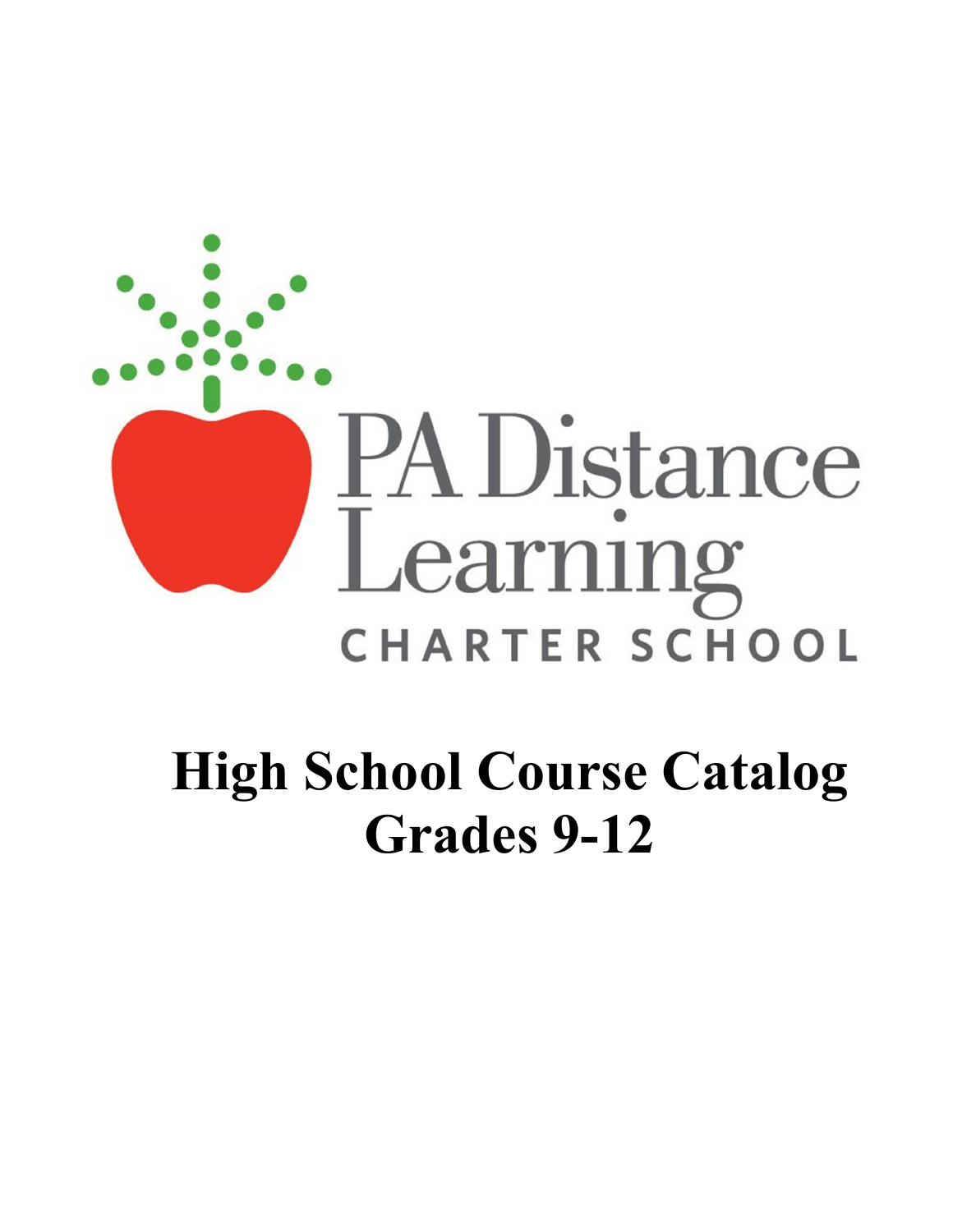PA Distance Learning

CHARTER SCHOOL

# High School Course Catalog
# Grades 9-12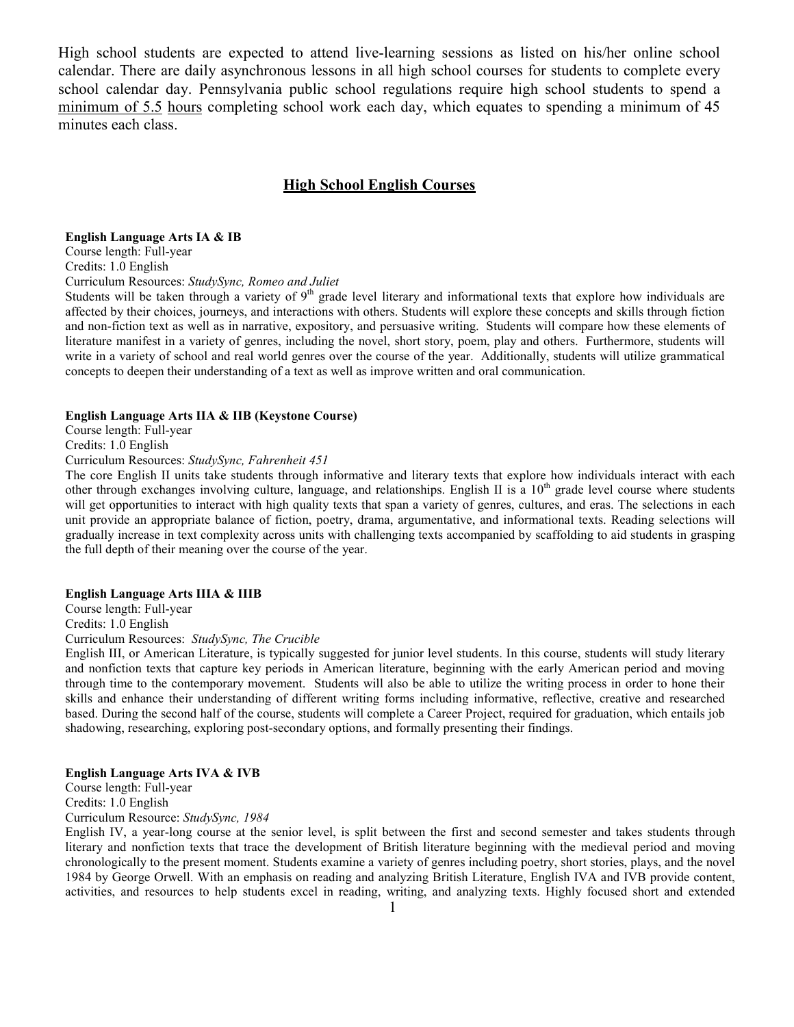High school students are expected to attend live-learning sessions as listed on his/her online school calendar. There are daily asynchronous lessons in all high school courses for students to complete every school calendar day. Pennsylvania public school regulations require high school students to spend a <u>minimum of 5.5</u> <u>hours</u> completing school work each day, which equates to spending a minimum of 45 minutes each class.

## <u>High School English Courses</u>

**English Language Arts IA & IB**
Course length: Full-year
Credits: 1.0 English
Curriculum Resources: *StudySync, Romeo and Juliet*
Students will be taken through a variety of 9th grade level literary and informational texts that explore how individuals are affected by their choices, journeys, and interactions with others. Students will explore these concepts and skills through fiction and non-fiction text as well as in narrative, expository, and persuasive writing. Students will compare how these elements of literature manifest in a variety of genres, including the novel, short story, poem, play and others. Furthermore, students will write in a variety of school and real world genres over the course of the year. Additionally, students will utilize grammatical concepts to deepen their understanding of a text as well as improve written and oral communication.

**English Language Arts IIA & IIB (Keystone Course)**
Course length: Full-year
Credits: 1.0 English
Curriculum Resources: *StudySync, Fahrenheit 451*
The core English II units take students through informative and literary texts that explore how individuals interact with each other through exchanges involving culture, language, and relationships. English II is a 10th grade level course where students will get opportunities to interact with high quality texts that span a variety of genres, cultures, and eras. The selections in each unit provide an appropriate balance of fiction, poetry, drama, argumentative, and informational texts. Reading selections will gradually increase in text complexity across units with challenging texts accompanied by scaffolding to aid students in grasping the full depth of their meaning over the course of the year.

**English Language Arts IIIA & IIIB**
Course length: Full-year
Credits: 1.0 English
Curriculum Resources: *StudySync, The Crucible*
English III, or American Literature, is typically suggested for junior level students. In this course, students will study literary and nonfiction texts that capture key periods in American literature, beginning with the early American period and moving through time to the contemporary movement. Students will also be able to utilize the writing process in order to hone their skills and enhance their understanding of different writing forms including informative, reflective, creative and researched based. During the second half of the course, students will complete a Career Project, required for graduation, which entails job shadowing, researching, exploring post-secondary options, and formally presenting their findings.

**English Language Arts IVA & IVB**
Course length: Full-year
Credits: 1.0 English
Curriculum Resource: *StudySync, 1984*
English IV, a year-long course at the senior level, is split between the first and second semester and takes students through literary and nonfiction texts that trace the development of British literature beginning with the medieval period and moving chronologically to the present moment. Students examine a variety of genres including poetry, short stories, plays, and the novel 1984 by George Orwell. With an emphasis on reading and analyzing British Literature, English IVA and IVB provide content, activities, and resources to help students excel in reading, writing, and analyzing texts. Highly focused short and extended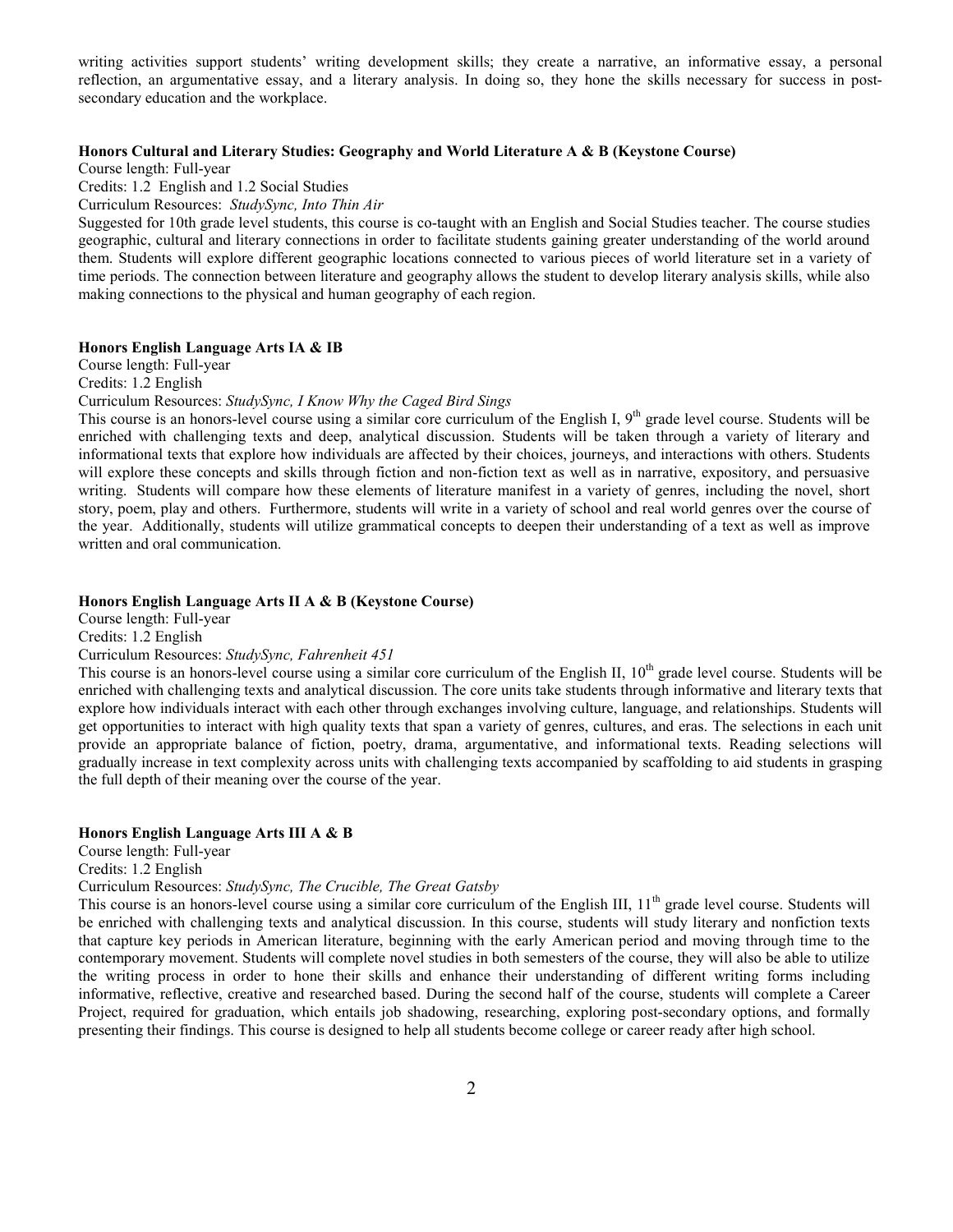writing activities support students' writing development skills; they create a narrative, an informative essay, a personal reflection, an argumentative essay, and a literary analysis. In doing so, they hone the skills necessary for success in post-secondary education and the workplace.

**Honors Cultural and Literary Studies: Geography and World Literature A & B (Keystone Course)**

Course length: Full-year

Credits: 1.2 English and 1.2 Social Studies

Curriculum Resources: *StudySync, Into Thin Air*

Suggested for 10th grade level students, this course is co-taught with an English and Social Studies teacher. The course studies geographic, cultural and literary connections in order to facilitate students gaining greater understanding of the world around them. Students will explore different geographic locations connected to various pieces of world literature set in a variety of time periods. The connection between literature and geography allows the student to develop literary analysis skills, while also making connections to the physical and human geography of each region.

**Honors English Language Arts IA & IB**

Course length: Full-year

Credits: 1.2 English

Curriculum Resources: *StudySync, I Know Why the Caged Bird Sings*

This course is an honors-level course using a similar core curriculum of the English I, 9th grade level course. Students will be enriched with challenging texts and deep, analytical discussion. Students will be taken through a variety of literary and informational texts that explore how individuals are affected by their choices, journeys, and interactions with others. Students will explore these concepts and skills through fiction and non-fiction text as well as in narrative, expository, and persuasive writing. Students will compare how these elements of literature manifest in a variety of genres, including the novel, short story, poem, play and others. Furthermore, students will write in a variety of school and real world genres over the course of the year. Additionally, students will utilize grammatical concepts to deepen their understanding of a text as well as improve written and oral communication.

**Honors English Language Arts II A & B (Keystone Course)**

Course length: Full-year

Credits: 1.2 English

Curriculum Resources: *StudySync, Fahrenheit 451*

This course is an honors-level course using a similar core curriculum of the English II, 10th grade level course. Students will be enriched with challenging texts and analytical discussion. The core units take students through informative and literary texts that explore how individuals interact with each other through exchanges involving culture, language, and relationships. Students will get opportunities to interact with high quality texts that span a variety of genres, cultures, and eras. The selections in each unit provide an appropriate balance of fiction, poetry, drama, argumentative, and informational texts. Reading selections will gradually increase in text complexity across units with challenging texts accompanied by scaffolding to aid students in grasping the full depth of their meaning over the course of the year.

**Honors English Language Arts III A & B**

Course length: Full-year

Credits: 1.2 English

Curriculum Resources: *StudySync, The Crucible, The Great Gatsby*

This course is an honors-level course using a similar core curriculum of the English III, 11th grade level course. Students will be enriched with challenging texts and analytical discussion. In this course, students will study literary and nonfiction texts that capture key periods in American literature, beginning with the early American period and moving through time to the contemporary movement. Students will complete novel studies in both semesters of the course, they will also be able to utilize the writing process in order to hone their skills and enhance their understanding of different writing forms including informative, reflective, creative and researched based. During the second half of the course, students will complete a Career Project, required for graduation, which entails job shadowing, researching, exploring post-secondary options, and formally presenting their findings. This course is designed to help all students become college or career ready after high school.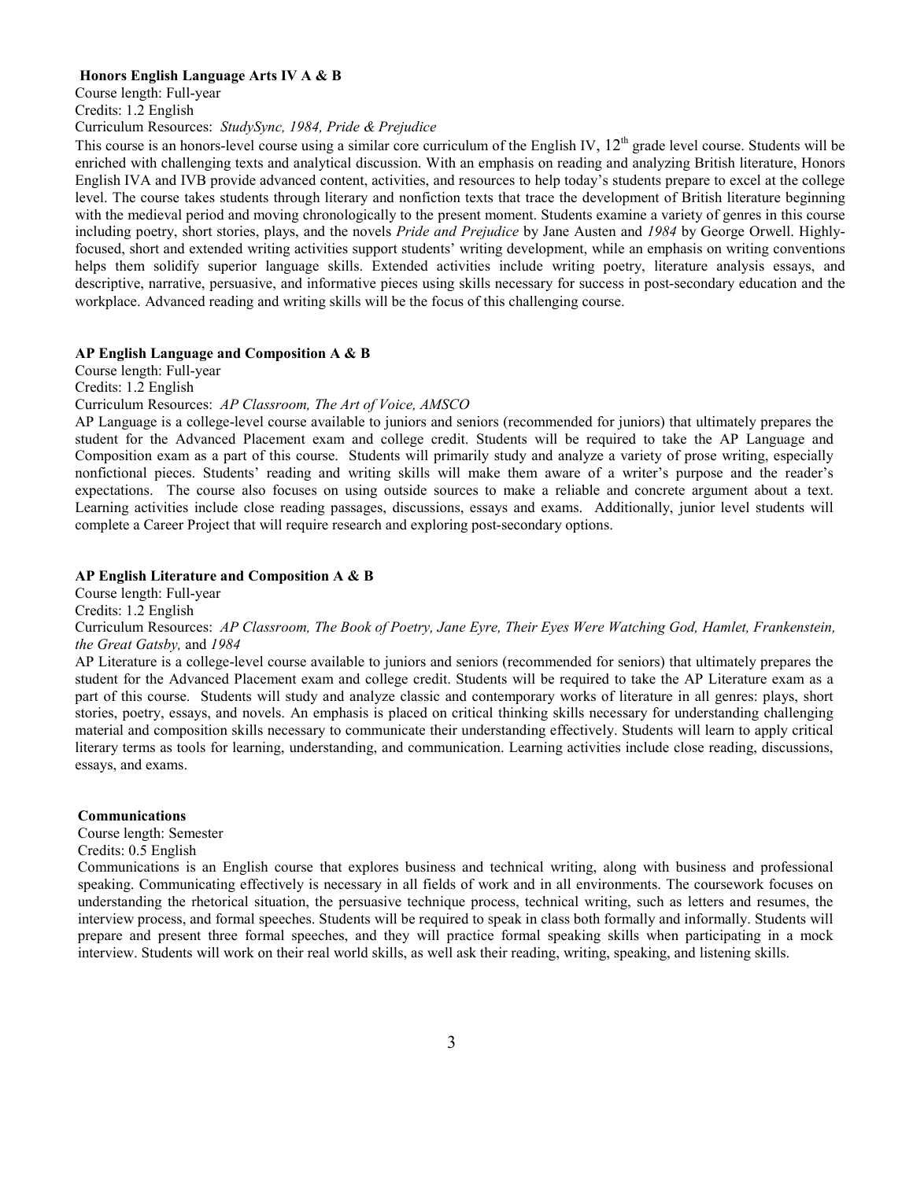**Honors English Language Arts IV A & B**

Course length: Full-year
Credits: 1.2 English
Curriculum Resources: *StudySync, 1984, Pride & Prejudice*

This course is an honors-level course using a similar core curriculum of the English IV, 12th grade level course. Students will be enriched with challenging texts and analytical discussion. With an emphasis on reading and analyzing British literature, Honors English IVA and IVB provide advanced content, activities, and resources to help today's students prepare to excel at the college level. The course takes students through literary and nonfiction texts that trace the development of British literature beginning with the medieval period and moving chronologically to the present moment. Students examine a variety of genres in this course including poetry, short stories, plays, and the novels *Pride and Prejudice* by Jane Austen and *1984* by George Orwell. Highly-focused, short and extended writing activities support students' writing development, while an emphasis on writing conventions helps them solidify superior language skills. Extended activities include writing poetry, literature analysis essays, and descriptive, narrative, persuasive, and informative pieces using skills necessary for success in post-secondary education and the workplace. Advanced reading and writing skills will be the focus of this challenging course.

**AP English Language and Composition A & B**

Course length: Full-year
Credits: 1.2 English
Curriculum Resources: *AP Classroom, The Art of Voice, AMSCO*

AP Language is a college-level course available to juniors and seniors (recommended for juniors) that ultimately prepares the student for the Advanced Placement exam and college credit. Students will be required to take the AP Language and Composition exam as a part of this course. Students will primarily study and analyze a variety of prose writing, especially nonfictional pieces. Students' reading and writing skills will make them aware of a writer's purpose and the reader's expectations. The course also focuses on using outside sources to make a reliable and concrete argument about a text. Learning activities include close reading passages, discussions, essays and exams. Additionally, junior level students will complete a Career Project that will require research and exploring post-secondary options.

**AP English Literature and Composition A & B**

Course length: Full-year
Credits: 1.2 English
Curriculum Resources: *AP Classroom, The Book of Poetry, Jane Eyre, Their Eyes Were Watching God, Hamlet, Frankenstein, the Great Gatsby,* and *1984*

AP Literature is a college-level course available to juniors and seniors (recommended for seniors) that ultimately prepares the student for the Advanced Placement exam and college credit. Students will be required to take the AP Literature exam as a part of this course. Students will study and analyze classic and contemporary works of literature in all genres: plays, short stories, poetry, essays, and novels. An emphasis is placed on critical thinking skills necessary for understanding challenging material and composition skills necessary to communicate their understanding effectively. Students will learn to apply critical literary terms as tools for learning, understanding, and communication. Learning activities include close reading, discussions, essays, and exams.

**Communications**

Course length: Semester
Credits: 0.5 English

Communications is an English course that explores business and technical writing, along with business and professional speaking. Communicating effectively is necessary in all fields of work and in all environments. The coursework focuses on understanding the rhetorical situation, the persuasive technique process, technical writing, such as letters and resumes, the interview process, and formal speeches. Students will be required to speak in class both formally and informally. Students will prepare and present three formal speeches, and they will practice formal speaking skills when participating in a mock interview. Students will work on their real world skills, as well ask their reading, writing, speaking, and listening skills.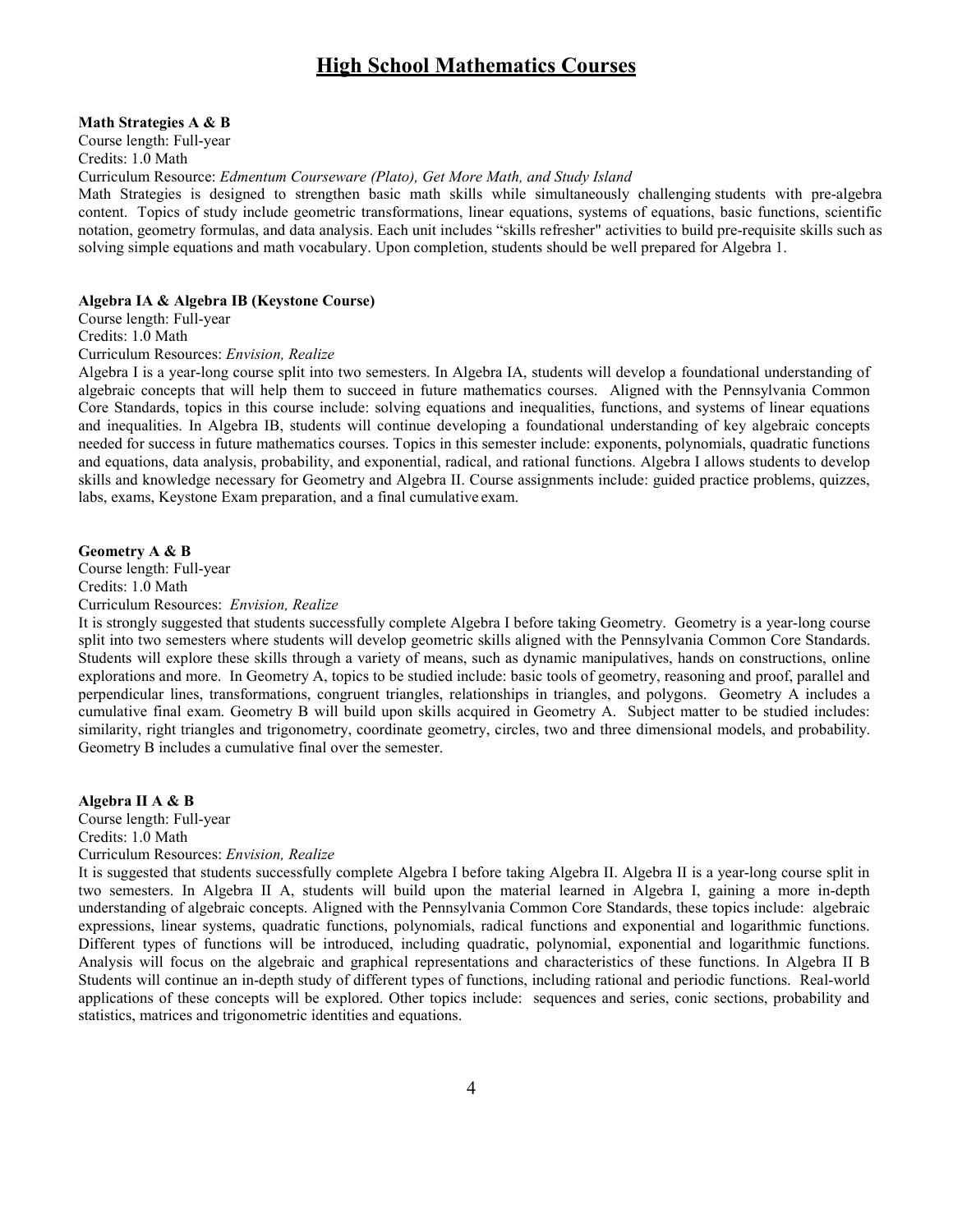# High School Mathematics Courses

**Math Strategies A & B**

Course length: Full-year

Credits: 1.0 Math

Curriculum Resource: *Edmentum Courseware (Plato), Get More Math, and Study Island*

Math Strategies is designed to strengthen basic math skills while simultaneously challenging students with pre-algebra content. Topics of study include geometric transformations, linear equations, systems of equations, basic functions, scientific notation, geometry formulas, and data analysis. Each unit includes "skills refresher" activities to build pre-requisite skills such as solving simple equations and math vocabulary. Upon completion, students should be well prepared for Algebra 1.

**Algebra IA & Algebra IB (Keystone Course)**

Course length: Full-year

Credits: 1.0 Math

Curriculum Resources: *Envision, Realize*

Algebra I is a year-long course split into two semesters. In Algebra IA, students will develop a foundational understanding of algebraic concepts that will help them to succeed in future mathematics courses. Aligned with the Pennsylvania Common Core Standards, topics in this course include: solving equations and inequalities, functions, and systems of linear equations and inequalities. In Algebra IB, students will continue developing a foundational understanding of key algebraic concepts needed for success in future mathematics courses. Topics in this semester include: exponents, polynomials, quadratic functions and equations, data analysis, probability, and exponential, radical, and rational functions. Algebra I allows students to develop skills and knowledge necessary for Geometry and Algebra II. Course assignments include: guided practice problems, quizzes, labs, exams, Keystone Exam preparation, and a final cumulative exam.

**Geometry A & B**

Course length: Full-year

Credits: 1.0 Math

Curriculum Resources: *Envision, Realize*

It is strongly suggested that students successfully complete Algebra I before taking Geometry. Geometry is a year-long course split into two semesters where students will develop geometric skills aligned with the Pennsylvania Common Core Standards. Students will explore these skills through a variety of means, such as dynamic manipulatives, hands on constructions, online explorations and more. In Geometry A, topics to be studied include: basic tools of geometry, reasoning and proof, parallel and perpendicular lines, transformations, congruent triangles, relationships in triangles, and polygons. Geometry A includes a cumulative final exam. Geometry B will build upon skills acquired in Geometry A. Subject matter to be studied includes: similarity, right triangles and trigonometry, coordinate geometry, circles, two and three dimensional models, and probability. Geometry B includes a cumulative final over the semester.

**Algebra II A & B**

Course length: Full-year

Credits: 1.0 Math

Curriculum Resources: *Envision, Realize*

It is suggested that students successfully complete Algebra I before taking Algebra II. Algebra II is a year-long course split in two semesters. In Algebra II A, students will build upon the material learned in Algebra I, gaining a more in-depth understanding of algebraic concepts. Aligned with the Pennsylvania Common Core Standards, these topics include: algebraic expressions, linear systems, quadratic functions, polynomials, radical functions and exponential and logarithmic functions. Different types of functions will be introduced, including quadratic, polynomial, exponential and logarithmic functions. Analysis will focus on the algebraic and graphical representations and characteristics of these functions. In Algebra II B Students will continue an in-depth study of different types of functions, including rational and periodic functions. Real-world applications of these concepts will be explored. Other topics include: sequences and series, conic sections, probability and statistics, matrices and trigonometric identities and equations.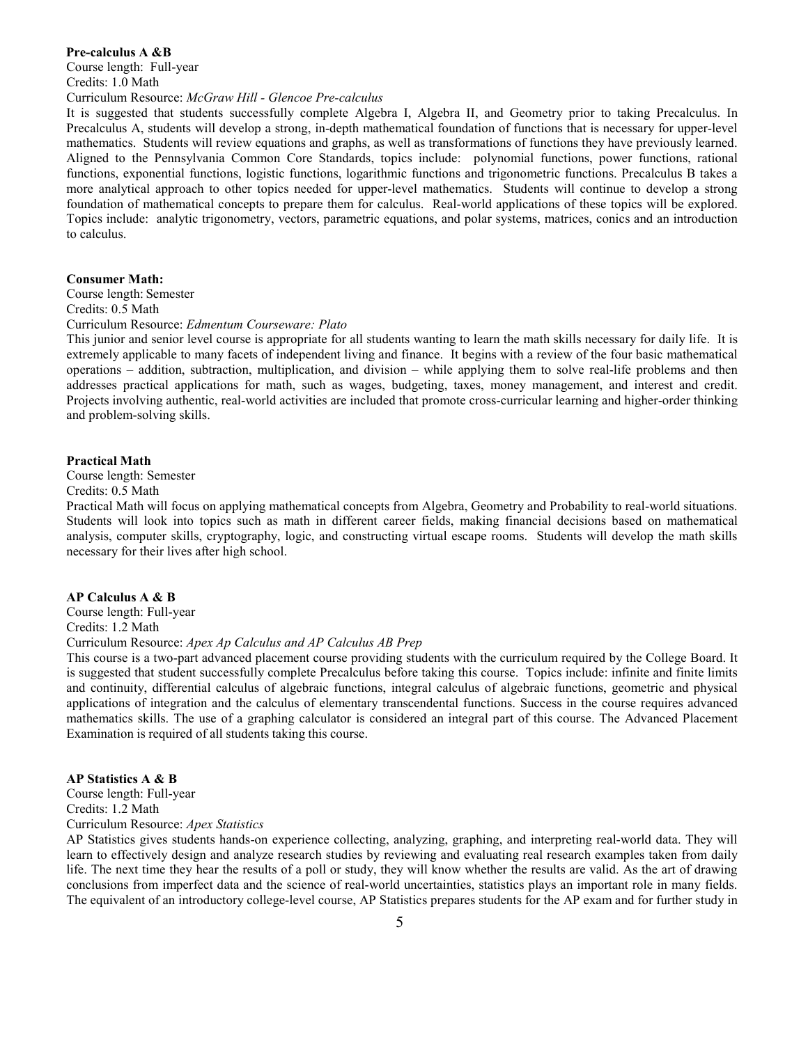**Pre-calculus A &B**
Course length: Full-year
Credits: 1.0 Math
Curriculum Resource: *McGraw Hill - Glencoe Pre-calculus*

It is suggested that students successfully complete Algebra I, Algebra II, and Geometry prior to taking Precalculus. In Precalculus A, students will develop a strong, in-depth mathematical foundation of functions that is necessary for upper-level mathematics. Students will review equations and graphs, as well as transformations of functions they have previously learned. Aligned to the Pennsylvania Common Core Standards, topics include: polynomial functions, power functions, rational functions, exponential functions, logistic functions, logarithmic functions and trigonometric functions. Precalculus B takes a more analytical approach to other topics needed for upper-level mathematics. Students will continue to develop a strong foundation of mathematical concepts to prepare them for calculus. Real-world applications of these topics will be explored. Topics include: analytic trigonometry, vectors, parametric equations, and polar systems, matrices, conics and an introduction to calculus.

**Consumer Math:**
Course length: Semester
Credits: 0.5 Math
Curriculum Resource: *Edmentum Courseware: Plato*

This junior and senior level course is appropriate for all students wanting to learn the math skills necessary for daily life. It is extremely applicable to many facets of independent living and finance. It begins with a review of the four basic mathematical operations – addition, subtraction, multiplication, and division – while applying them to solve real-life problems and then addresses practical applications for math, such as wages, budgeting, taxes, money management, and interest and credit. Projects involving authentic, real-world activities are included that promote cross-curricular learning and higher-order thinking and problem-solving skills.

**Practical Math**
Course length: Semester
Credits: 0.5 Math

Practical Math will focus on applying mathematical concepts from Algebra, Geometry and Probability to real-world situations. Students will look into topics such as math in different career fields, making financial decisions based on mathematical analysis, computer skills, cryptography, logic, and constructing virtual escape rooms. Students will develop the math skills necessary for their lives after high school.

**AP Calculus A & B**
Course length: Full-year
Credits: 1.2 Math
Curriculum Resource: *Apex Ap Calculus and AP Calculus AB Prep*

This course is a two-part advanced placement course providing students with the curriculum required by the College Board. It is suggested that student successfully complete Precalculus before taking this course. Topics include: infinite and finite limits and continuity, differential calculus of algebraic functions, integral calculus of algebraic functions, geometric and physical applications of integration and the calculus of elementary transcendental functions. Success in the course requires advanced mathematics skills. The use of a graphing calculator is considered an integral part of this course. The Advanced Placement Examination is required of all students taking this course.

**AP Statistics A & B**
Course length: Full-year
Credits: 1.2 Math
Curriculum Resource: *Apex Statistics*

AP Statistics gives students hands-on experience collecting, analyzing, graphing, and interpreting real-world data. They will learn to effectively design and analyze research studies by reviewing and evaluating real research examples taken from daily life. The next time they hear the results of a poll or study, they will know whether the results are valid. As the art of drawing conclusions from imperfect data and the science of real-world uncertainties, statistics plays an important role in many fields. The equivalent of an introductory college-level course, AP Statistics prepares students for the AP exam and for further study in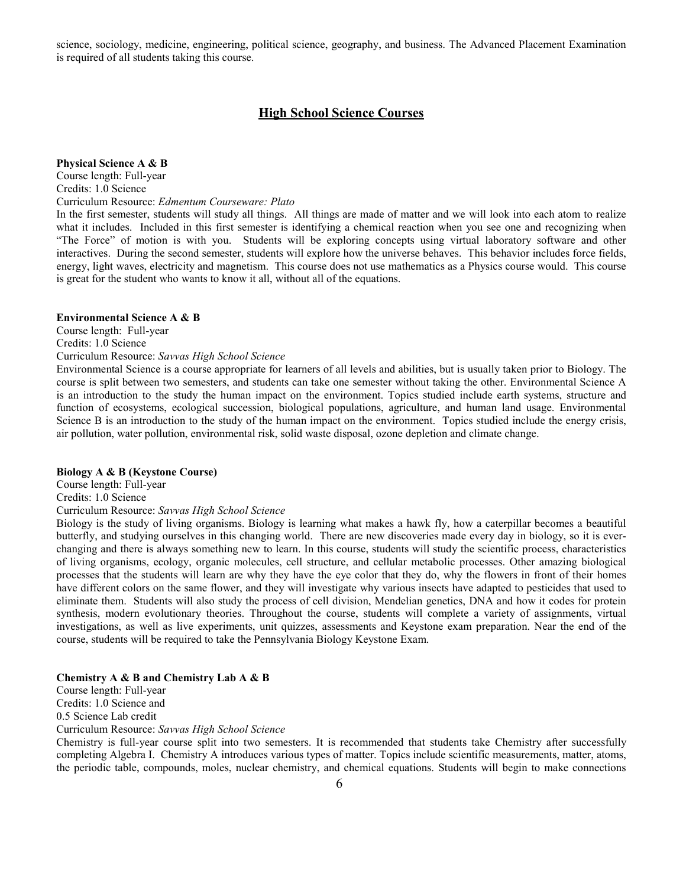science, sociology, medicine, engineering, political science, geography, and business. The Advanced Placement Examination is required of all students taking this course.

## High School Science Courses

**Physical Science A & B**
Course length: Full-year
Credits: 1.0 Science
Curriculum Resource: *Edmentum Courseware: Plato*
In the first semester, students will study all things. All things are made of matter and we will look into each atom to realize what it includes. Included in this first semester is identifying a chemical reaction when you see one and recognizing when "The Force" of motion is with you. Students will be exploring concepts using virtual laboratory software and other interactives. During the second semester, students will explore how the universe behaves. This behavior includes force fields, energy, light waves, electricity and magnetism. This course does not use mathematics as a Physics course would. This course is great for the student who wants to know it all, without all of the equations.

**Environmental Science A & B**
Course length: Full-year
Credits: 1.0 Science
Curriculum Resource: *Savvas High School Science*
Environmental Science is a course appropriate for learners of all levels and abilities, but is usually taken prior to Biology. The course is split between two semesters, and students can take one semester without taking the other. Environmental Science A is an introduction to the study the human impact on the environment. Topics studied include earth systems, structure and function of ecosystems, ecological succession, biological populations, agriculture, and human land usage. Environmental Science B is an introduction to the study of the human impact on the environment. Topics studied include the energy crisis, air pollution, water pollution, environmental risk, solid waste disposal, ozone depletion and climate change.

**Biology A & B (Keystone Course)**
Course length: Full-year
Credits: 1.0 Science
Curriculum Resource: *Savvas High School Science*
Biology is the study of living organisms. Biology is learning what makes a hawk fly, how a caterpillar becomes a beautiful butterfly, and studying ourselves in this changing world. There are new discoveries made every day in biology, so it is ever-changing and there is always something new to learn. In this course, students will study the scientific process, characteristics of living organisms, ecology, organic molecules, cell structure, and cellular metabolic processes. Other amazing biological processes that the students will learn are why they have the eye color that they do, why the flowers in front of their homes have different colors on the same flower, and they will investigate why various insects have adapted to pesticides that used to eliminate them. Students will also study the process of cell division, Mendelian genetics, DNA and how it codes for protein synthesis, modern evolutionary theories. Throughout the course, students will complete a variety of assignments, virtual investigations, as well as live experiments, unit quizzes, assessments and Keystone exam preparation. Near the end of the course, students will be required to take the Pennsylvania Biology Keystone Exam.

**Chemistry A & B and Chemistry Lab A & B**
Course length: Full-year
Credits: 1.0 Science and
0.5 Science Lab credit
Curriculum Resource: *Savvas High School Science*
Chemistry is full-year course split into two semesters. It is recommended that students take Chemistry after successfully completing Algebra I. Chemistry A introduces various types of matter. Topics include scientific measurements, matter, atoms, the periodic table, compounds, moles, nuclear chemistry, and chemical equations. Students will begin to make connections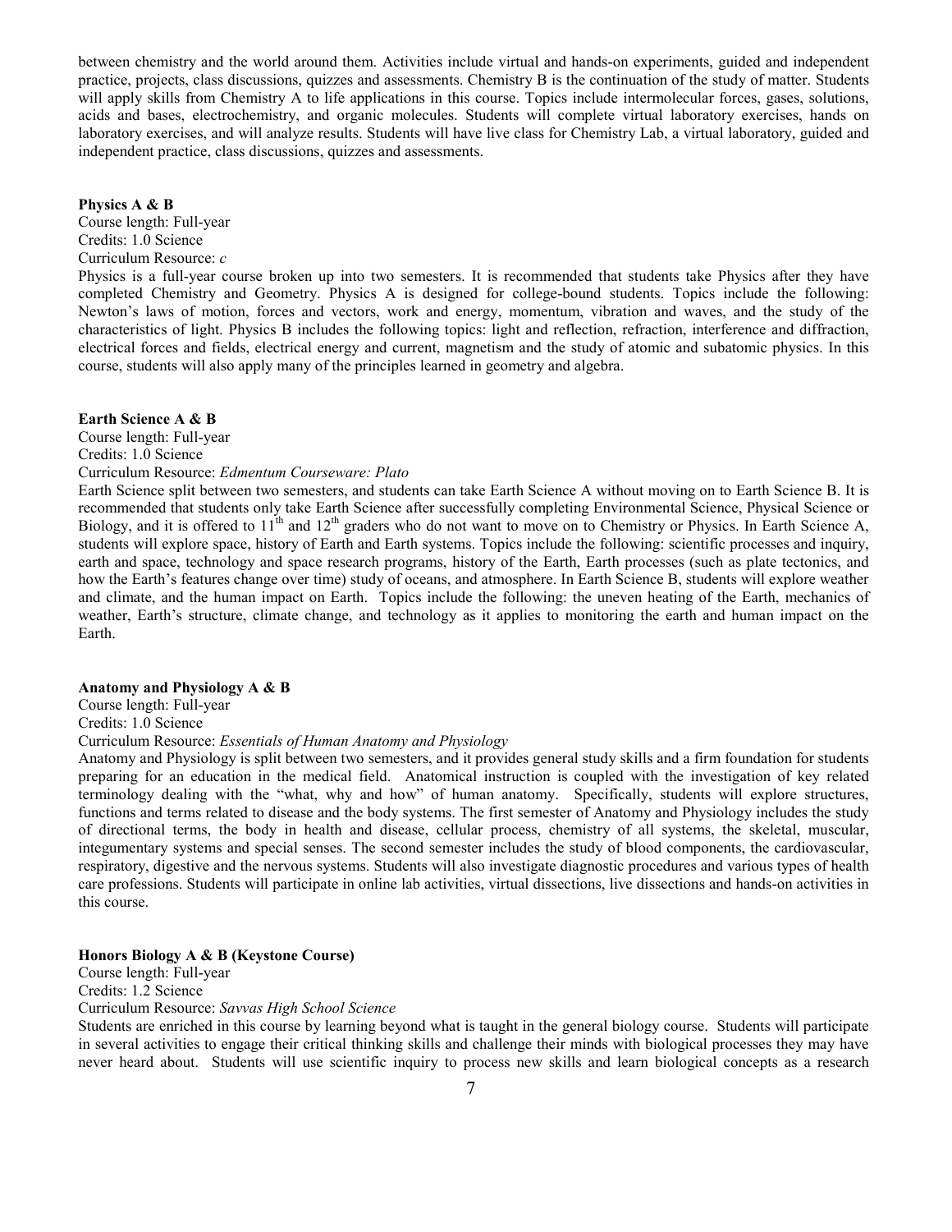between chemistry and the world around them. Activities include virtual and hands-on experiments, guided and independent practice, projects, class discussions, quizzes and assessments. Chemistry B is the continuation of the study of matter. Students will apply skills from Chemistry A to life applications in this course. Topics include intermolecular forces, gases, solutions, acids and bases, electrochemistry, and organic molecules. Students will complete virtual laboratory exercises, hands on laboratory exercises, and will analyze results. Students will have live class for Chemistry Lab, a virtual laboratory, guided and independent practice, class discussions, quizzes and assessments.

**Physics A & B**

Course length: Full-year
Credits: 1.0 Science
Curriculum Resource: *c*

Physics is a full-year course broken up into two semesters. It is recommended that students take Physics after they have completed Chemistry and Geometry. Physics A is designed for college-bound students. Topics include the following: Newton's laws of motion, forces and vectors, work and energy, momentum, vibration and waves, and the study of the characteristics of light. Physics B includes the following topics: light and reflection, refraction, interference and diffraction, electrical forces and fields, electrical energy and current, magnetism and the study of atomic and subatomic physics. In this course, students will also apply many of the principles learned in geometry and algebra.

**Earth Science A & B**

Course length: Full-year
Credits: 1.0 Science
Curriculum Resource: *Edmentum Courseware: Plato*

Earth Science split between two semesters, and students can take Earth Science A without moving on to Earth Science B. It is recommended that students only take Earth Science after successfully completing Environmental Science, Physical Science or Biology, and it is offered to 11th and 12th graders who do not want to move on to Chemistry or Physics. In Earth Science A, students will explore space, history of Earth and Earth systems. Topics include the following: scientific processes and inquiry, earth and space, technology and space research programs, history of the Earth, Earth processes (such as plate tectonics, and how the Earth's features change over time) study of oceans, and atmosphere. In Earth Science B, students will explore weather and climate, and the human impact on Earth. Topics include the following: the uneven heating of the Earth, mechanics of weather, Earth's structure, climate change, and technology as it applies to monitoring the earth and human impact on the Earth.

**Anatomy and Physiology A & B**

Course length: Full-year
Credits: 1.0 Science
Curriculum Resource: *Essentials of Human Anatomy and Physiology*

Anatomy and Physiology is split between two semesters, and it provides general study skills and a firm foundation for students preparing for an education in the medical field. Anatomical instruction is coupled with the investigation of key related terminology dealing with the "what, why and how" of human anatomy. Specifically, students will explore structures, functions and terms related to disease and the body systems. The first semester of Anatomy and Physiology includes the study of directional terms, the body in health and disease, cellular process, chemistry of all systems, the skeletal, muscular, integumentary systems and special senses. The second semester includes the study of blood components, the cardiovascular, respiratory, digestive and the nervous systems. Students will also investigate diagnostic procedures and various types of health care professions. Students will participate in online lab activities, virtual dissections, live dissections and hands-on activities in this course.

**Honors Biology A & B (Keystone Course)**

Course length: Full-year
Credits: 1.2 Science
Curriculum Resource: *Savvas High School Science*

Students are enriched in this course by learning beyond what is taught in the general biology course. Students will participate in several activities to engage their critical thinking skills and challenge their minds with biological processes they may have never heard about. Students will use scientific inquiry to process new skills and learn biological concepts as a research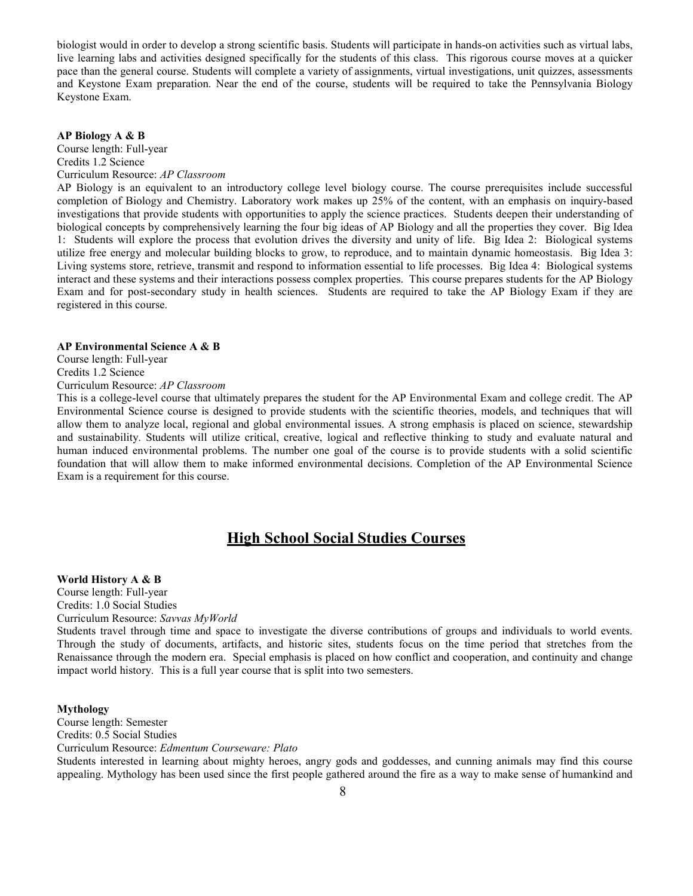biologist would in order to develop a strong scientific basis. Students will participate in hands-on activities such as virtual labs, live learning labs and activities designed specifically for the students of this class. This rigorous course moves at a quicker pace than the general course. Students will complete a variety of assignments, virtual investigations, unit quizzes, assessments and Keystone Exam preparation. Near the end of the course, students will be required to take the Pennsylvania Biology Keystone Exam.

**AP Biology A & B**

Course length: Full-year
Credits 1.2 Science
Curriculum Resource: *AP Classroom*

AP Biology is an equivalent to an introductory college level biology course. The course prerequisites include successful completion of Biology and Chemistry. Laboratory work makes up 25% of the content, with an emphasis on inquiry-based investigations that provide students with opportunities to apply the science practices. Students deepen their understanding of biological concepts by comprehensively learning the four big ideas of AP Biology and all the properties they cover. Big Idea 1: Students will explore the process that evolution drives the diversity and unity of life. Big Idea 2: Biological systems utilize free energy and molecular building blocks to grow, to reproduce, and to maintain dynamic homeostasis. Big Idea 3: Living systems store, retrieve, transmit and respond to information essential to life processes. Big Idea 4: Biological systems interact and these systems and their interactions possess complex properties. This course prepares students for the AP Biology Exam and for post-secondary study in health sciences. Students are required to take the AP Biology Exam if they are registered in this course.

**AP Environmental Science A & B**

Course length: Full-year
Credits 1.2 Science
Curriculum Resource: *AP Classroom*

This is a college-level course that ultimately prepares the student for the AP Environmental Exam and college credit. The AP Environmental Science course is designed to provide students with the scientific theories, models, and techniques that will allow them to analyze local, regional and global environmental issues. A strong emphasis is placed on science, stewardship and sustainability. Students will utilize critical, creative, logical and reflective thinking to study and evaluate natural and human induced environmental problems. The number one goal of the course is to provide students with a solid scientific foundation that will allow them to make informed environmental decisions. Completion of the AP Environmental Science Exam is a requirement for this course.

## High School Social Studies Courses

**World History A & B**

Course length: Full-year
Credits: 1.0 Social Studies
Curriculum Resource: *Savvas MyWorld*

Students travel through time and space to investigate the diverse contributions of groups and individuals to world events. Through the study of documents, artifacts, and historic sites, students focus on the time period that stretches from the Renaissance through the modern era. Special emphasis is placed on how conflict and cooperation, and continuity and change impact world history. This is a full year course that is split into two semesters.

**Mythology**

Course length: Semester
Credits: 0.5 Social Studies
Curriculum Resource: *Edmentum Courseware: Plato*

Students interested in learning about mighty heroes, angry gods and goddesses, and cunning animals may find this course appealing. Mythology has been used since the first people gathered around the fire as a way to make sense of humankind and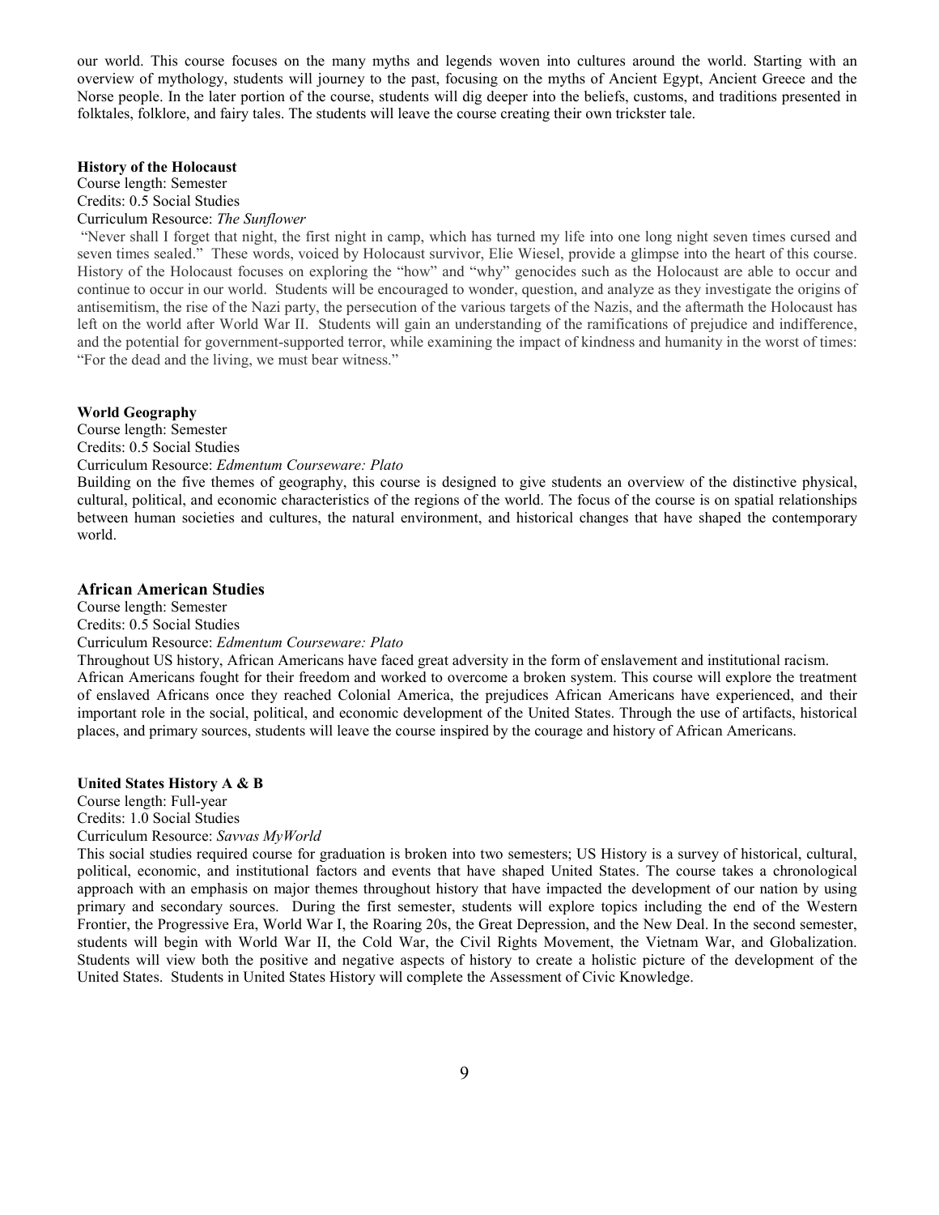our world. This course focuses on the many myths and legends woven into cultures around the world. Starting with an overview of mythology, students will journey to the past, focusing on the myths of Ancient Egypt, Ancient Greece and the Norse people. In the later portion of the course, students will dig deeper into the beliefs, customs, and traditions presented in folktales, folklore, and fairy tales. The students will leave the course creating their own trickster tale.

**History of the Holocaust**
Course length: Semester
Credits: 0.5 Social Studies
Curriculum Resource: *The Sunflower*
"Never shall I forget that night, the first night in camp, which has turned my life into one long night seven times cursed and seven times sealed." These words, voiced by Holocaust survivor, Elie Wiesel, provide a glimpse into the heart of this course. History of the Holocaust focuses on exploring the "how" and "why" genocides such as the Holocaust are able to occur and continue to occur in our world. Students will be encouraged to wonder, question, and analyze as they investigate the origins of antisemitism, the rise of the Nazi party, the persecution of the various targets of the Nazis, and the aftermath the Holocaust has left on the world after World War II. Students will gain an understanding of the ramifications of prejudice and indifference, and the potential for government-supported terror, while examining the impact of kindness and humanity in the worst of times: "For the dead and the living, we must bear witness."

**World Geography**
Course length: Semester
Credits: 0.5 Social Studies
Curriculum Resource: *Edmentum Courseware: Plato*
Building on the five themes of geography, this course is designed to give students an overview of the distinctive physical, cultural, political, and economic characteristics of the regions of the world. The focus of the course is on spatial relationships between human societies and cultures, the natural environment, and historical changes that have shaped the contemporary world.

**African American Studies**
Course length: Semester
Credits: 0.5 Social Studies
Curriculum Resource: *Edmentum Courseware: Plato*
Throughout US history, African Americans have faced great adversity in the form of enslavement and institutional racism. African Americans fought for their freedom and worked to overcome a broken system. This course will explore the treatment of enslaved Africans once they reached Colonial America, the prejudices African Americans have experienced, and their important role in the social, political, and economic development of the United States. Through the use of artifacts, historical places, and primary sources, students will leave the course inspired by the courage and history of African Americans.

**United States History A & B**
Course length: Full-year
Credits: 1.0 Social Studies
Curriculum Resource: *Savvas MyWorld*
This social studies required course for graduation is broken into two semesters; US History is a survey of historical, cultural, political, economic, and institutional factors and events that have shaped United States. The course takes a chronological approach with an emphasis on major themes throughout history that have impacted the development of our nation by using primary and secondary sources. During the first semester, students will explore topics including the end of the Western Frontier, the Progressive Era, World War I, the Roaring 20s, the Great Depression, and the New Deal. In the second semester, students will begin with World War II, the Cold War, the Civil Rights Movement, the Vietnam War, and Globalization. Students will view both the positive and negative aspects of history to create a holistic picture of the development of the United States. Students in United States History will complete the Assessment of Civic Knowledge.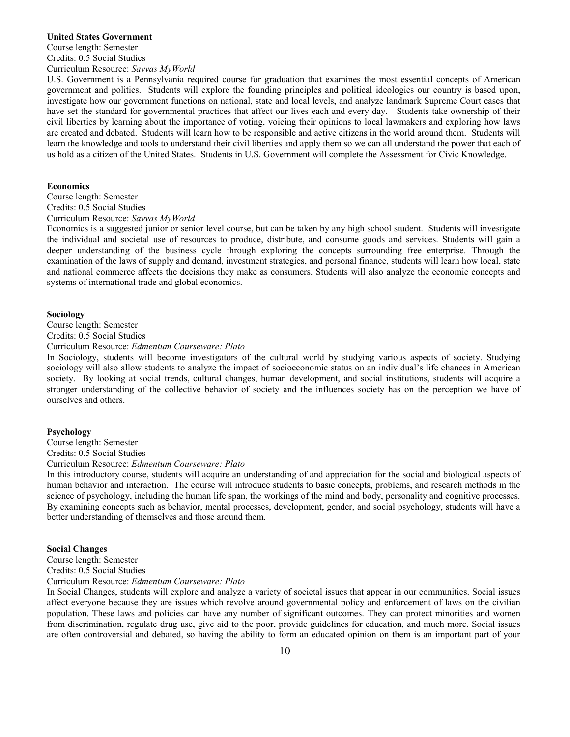**United States Government**

Course length: Semester
Credits: 0.5 Social Studies
Curriculum Resource: *Savvas MyWorld*

U.S. Government is a Pennsylvania required course for graduation that examines the most essential concepts of American government and politics. Students will explore the founding principles and political ideologies our country is based upon, investigate how our government functions on national, state and local levels, and analyze landmark Supreme Court cases that have set the standard for governmental practices that affect our lives each and every day. Students take ownership of their civil liberties by learning about the importance of voting, voicing their opinions to local lawmakers and exploring how laws are created and debated. Students will learn how to be responsible and active citizens in the world around them. Students will learn the knowledge and tools to understand their civil liberties and apply them so we can all understand the power that each of us hold as a citizen of the United States. Students in U.S. Government will complete the Assessment for Civic Knowledge.

**Economics**

Course length: Semester
Credits: 0.5 Social Studies
Curriculum Resource: *Savvas MyWorld*

Economics is a suggested junior or senior level course, but can be taken by any high school student. Students will investigate the individual and societal use of resources to produce, distribute, and consume goods and services. Students will gain a deeper understanding of the business cycle through exploring the concepts surrounding free enterprise. Through the examination of the laws of supply and demand, investment strategies, and personal finance, students will learn how local, state and national commerce affects the decisions they make as consumers. Students will also analyze the economic concepts and systems of international trade and global economics.

**Sociology**

Course length: Semester
Credits: 0.5 Social Studies
Curriculum Resource: *Edmentum Courseware: Plato*

In Sociology, students will become investigators of the cultural world by studying various aspects of society. Studying sociology will also allow students to analyze the impact of socioeconomic status on an individual's life chances in American society. By looking at social trends, cultural changes, human development, and social institutions, students will acquire a stronger understanding of the collective behavior of society and the influences society has on the perception we have of ourselves and others.

**Psychology**

Course length: Semester
Credits: 0.5 Social Studies
Curriculum Resource: *Edmentum Courseware: Plato*

In this introductory course, students will acquire an understanding of and appreciation for the social and biological aspects of human behavior and interaction. The course will introduce students to basic concepts, problems, and research methods in the science of psychology, including the human life span, the workings of the mind and body, personality and cognitive processes. By examining concepts such as behavior, mental processes, development, gender, and social psychology, students will have a better understanding of themselves and those around them.

**Social Changes**

Course length: Semester
Credits: 0.5 Social Studies
Curriculum Resource: *Edmentum Courseware: Plato*

In Social Changes, students will explore and analyze a variety of societal issues that appear in our communities. Social issues affect everyone because they are issues which revolve around governmental policy and enforcement of laws on the civilian population. These laws and policies can have any number of significant outcomes. They can protect minorities and women from discrimination, regulate drug use, give aid to the poor, provide guidelines for education, and much more. Social issues are often controversial and debated, so having the ability to form an educated opinion on them is an important part of your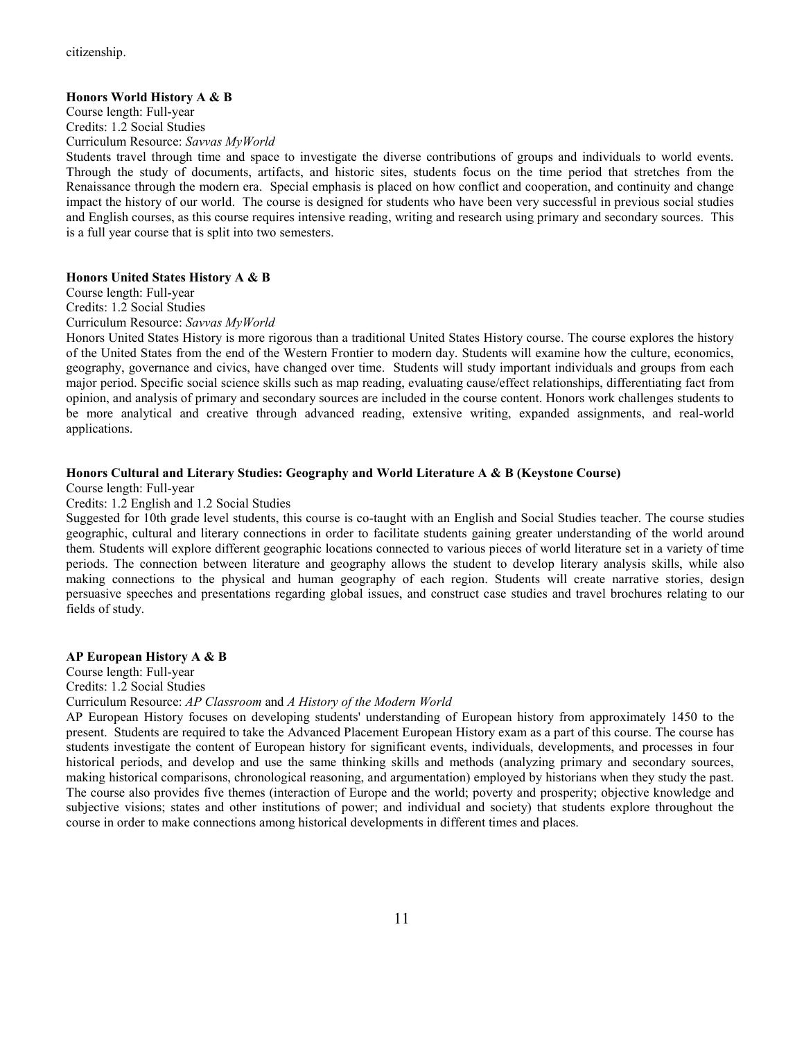citizenship.

**Honors World History A & B**

Course length: Full-year
Credits: 1.2 Social Studies
Curriculum Resource: *Savvas MyWorld*

Students travel through time and space to investigate the diverse contributions of groups and individuals to world events. Through the study of documents, artifacts, and historic sites, students focus on the time period that stretches from the Renaissance through the modern era. Special emphasis is placed on how conflict and cooperation, and continuity and change impact the history of our world. The course is designed for students who have been very successful in previous social studies and English courses, as this course requires intensive reading, writing and research using primary and secondary sources. This is a full year course that is split into two semesters.

**Honors United States History A & B**

Course length: Full-year
Credits: 1.2 Social Studies
Curriculum Resource: *Savvas MyWorld*

Honors United States History is more rigorous than a traditional United States History course. The course explores the history of the United States from the end of the Western Frontier to modern day. Students will examine how the culture, economics, geography, governance and civics, have changed over time. Students will study important individuals and groups from each major period. Specific social science skills such as map reading, evaluating cause/effect relationships, differentiating fact from opinion, and analysis of primary and secondary sources are included in the course content. Honors work challenges students to be more analytical and creative through advanced reading, extensive writing, expanded assignments, and real-world applications.

**Honors Cultural and Literary Studies: Geography and World Literature A & B (Keystone Course)**

Course length: Full-year
Credits: 1.2 English and 1.2 Social Studies

Suggested for 10th grade level students, this course is co-taught with an English and Social Studies teacher. The course studies geographic, cultural and literary connections in order to facilitate students gaining greater understanding of the world around them. Students will explore different geographic locations connected to various pieces of world literature set in a variety of time periods. The connection between literature and geography allows the student to develop literary analysis skills, while also making connections to the physical and human geography of each region. Students will create narrative stories, design persuasive speeches and presentations regarding global issues, and construct case studies and travel brochures relating to our fields of study.

**AP European History A & B**

Course length: Full-year
Credits: 1.2 Social Studies
Curriculum Resource: *AP Classroom* and *A History of the Modern World*

AP European History focuses on developing students' understanding of European history from approximately 1450 to the present. Students are required to take the Advanced Placement European History exam as a part of this course. The course has students investigate the content of European history for significant events, individuals, developments, and processes in four historical periods, and develop and use the same thinking skills and methods (analyzing primary and secondary sources, making historical comparisons, chronological reasoning, and argumentation) employed by historians when they study the past. The course also provides five themes (interaction of Europe and the world; poverty and prosperity; objective knowledge and subjective visions; states and other institutions of power; and individual and society) that students explore throughout the course in order to make connections among historical developments in different times and places.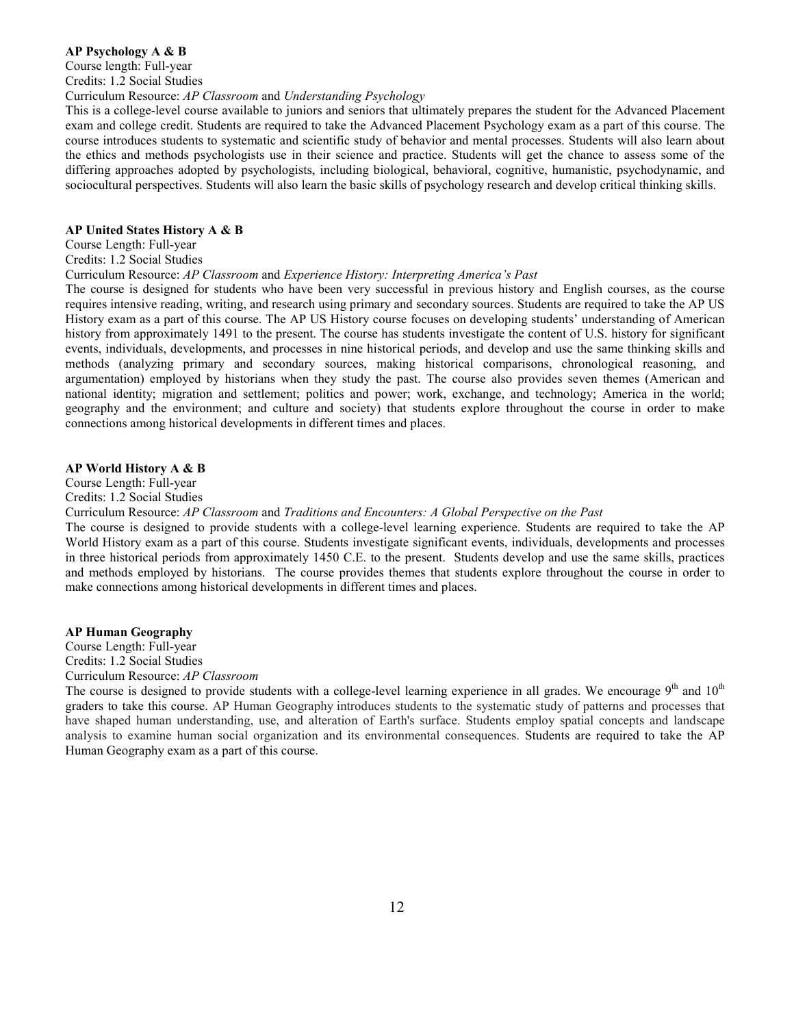**AP Psychology A & B**

Course length: Full-year
Credits: 1.2 Social Studies
Curriculum Resource: *AP Classroom* and *Understanding Psychology*

This is a college-level course available to juniors and seniors that ultimately prepares the student for the Advanced Placement exam and college credit. Students are required to take the Advanced Placement Psychology exam as a part of this course. The course introduces students to systematic and scientific study of behavior and mental processes. Students will also learn about the ethics and methods psychologists use in their science and practice. Students will get the chance to assess some of the differing approaches adopted by psychologists, including biological, behavioral, cognitive, humanistic, psychodynamic, and sociocultural perspectives. Students will also learn the basic skills of psychology research and develop critical thinking skills.

**AP United States History A & B**

Course Length: Full-year
Credits: 1.2 Social Studies
Curriculum Resource: *AP Classroom* and *Experience History: Interpreting America's Past*

The course is designed for students who have been very successful in previous history and English courses, as the course requires intensive reading, writing, and research using primary and secondary sources. Students are required to take the AP US History exam as a part of this course. The AP US History course focuses on developing students' understanding of American history from approximately 1491 to the present. The course has students investigate the content of U.S. history for significant events, individuals, developments, and processes in nine historical periods, and develop and use the same thinking skills and methods (analyzing primary and secondary sources, making historical comparisons, chronological reasoning, and argumentation) employed by historians when they study the past. The course also provides seven themes (American and national identity; migration and settlement; politics and power; work, exchange, and technology; America in the world; geography and the environment; and culture and society) that students explore throughout the course in order to make connections among historical developments in different times and places.

**AP World History A & B**

Course Length: Full-year
Credits: 1.2 Social Studies
Curriculum Resource: *AP Classroom* and *Traditions and Encounters: A Global Perspective on the Past*

The course is designed to provide students with a college-level learning experience. Students are required to take the AP World History exam as a part of this course. Students investigate significant events, individuals, developments and processes in three historical periods from approximately 1450 C.E. to the present. Students develop and use the same skills, practices and methods employed by historians. The course provides themes that students explore throughout the course in order to make connections among historical developments in different times and places.

**AP Human Geography**

Course Length: Full-year
Credits: 1.2 Social Studies
Curriculum Resource: *AP Classroom*

The course is designed to provide students with a college-level learning experience in all grades. We encourage 9th and 10th graders to take this course. AP Human Geography introduces students to the systematic study of patterns and processes that have shaped human understanding, use, and alteration of Earth's surface. Students employ spatial concepts and landscape analysis to examine human social organization and its environmental consequences. Students are required to take the AP Human Geography exam as a part of this course.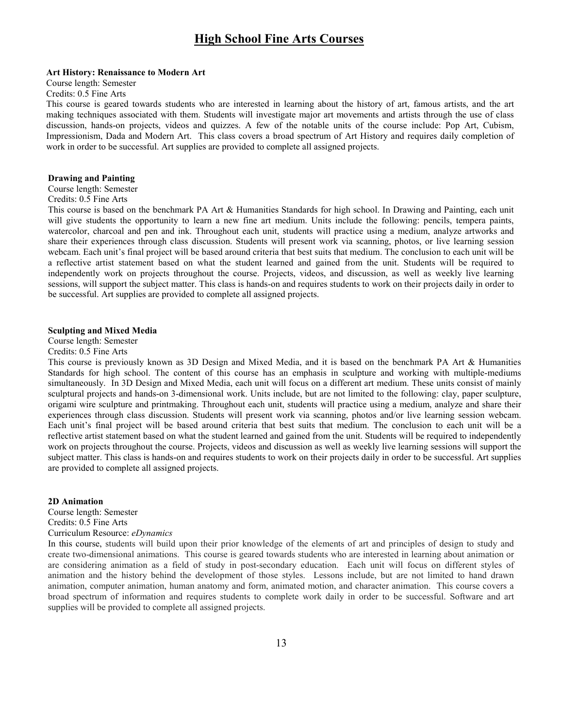# High School Fine Arts Courses

**Art History: Renaissance to Modern Art**
Course length: Semester
Credits: 0.5 Fine Arts
This course is geared towards students who are interested in learning about the history of art, famous artists, and the art making techniques associated with them. Students will investigate major art movements and artists through the use of class discussion, hands-on projects, videos and quizzes. A few of the notable units of the course include: Pop Art, Cubism, Impressionism, Dada and Modern Art. This class covers a broad spectrum of Art History and requires daily completion of work in order to be successful. Art supplies are provided to complete all assigned projects.

**Drawing and Painting**
Course length: Semester
Credits: 0.5 Fine Arts
This course is based on the benchmark PA Art & Humanities Standards for high school. In Drawing and Painting, each unit will give students the opportunity to learn a new fine art medium. Units include the following: pencils, tempera paints, watercolor, charcoal and pen and ink. Throughout each unit, students will practice using a medium, analyze artworks and share their experiences through class discussion. Students will present work via scanning, photos, or live learning session webcam. Each unit's final project will be based around criteria that best suits that medium. The conclusion to each unit will be a reflective artist statement based on what the student learned and gained from the unit. Students will be required to independently work on projects throughout the course. Projects, videos, and discussion, as well as weekly live learning sessions, will support the subject matter. This class is hands-on and requires students to work on their projects daily in order to be successful. Art supplies are provided to complete all assigned projects.

**Sculpting and Mixed Media**
Course length: Semester
Credits: 0.5 Fine Arts
This course is previously known as 3D Design and Mixed Media, and it is based on the benchmark PA Art & Humanities Standards for high school. The content of this course has an emphasis in sculpture and working with multiple-mediums simultaneously. In 3D Design and Mixed Media, each unit will focus on a different art medium. These units consist of mainly sculptural projects and hands-on 3-dimensional work. Units include, but are not limited to the following: clay, paper sculpture, origami wire sculpture and printmaking. Throughout each unit, students will practice using a medium, analyze and share their experiences through class discussion. Students will present work via scanning, photos and/or live learning session webcam. Each unit's final project will be based around criteria that best suits that medium. The conclusion to each unit will be a reflective artist statement based on what the student learned and gained from the unit. Students will be required to independently work on projects throughout the course. Projects, videos and discussion as well as weekly live learning sessions will support the subject matter. This class is hands-on and requires students to work on their projects daily in order to be successful. Art supplies are provided to complete all assigned projects.

**2D Animation**
Course length: Semester
Credits: 0.5 Fine Arts
Curriculum Resource: *eDynamics*
In this course, students will build upon their prior knowledge of the elements of art and principles of design to study and create two-dimensional animations. This course is geared towards students who are interested in learning about animation or are considering animation as a field of study in post-secondary education. Each unit will focus on different styles of animation and the history behind the development of those styles. Lessons include, but are not limited to hand drawn animation, computer animation, human anatomy and form, animated motion, and character animation. This course covers a broad spectrum of information and requires students to complete work daily in order to be successful. Software and art supplies will be provided to complete all assigned projects.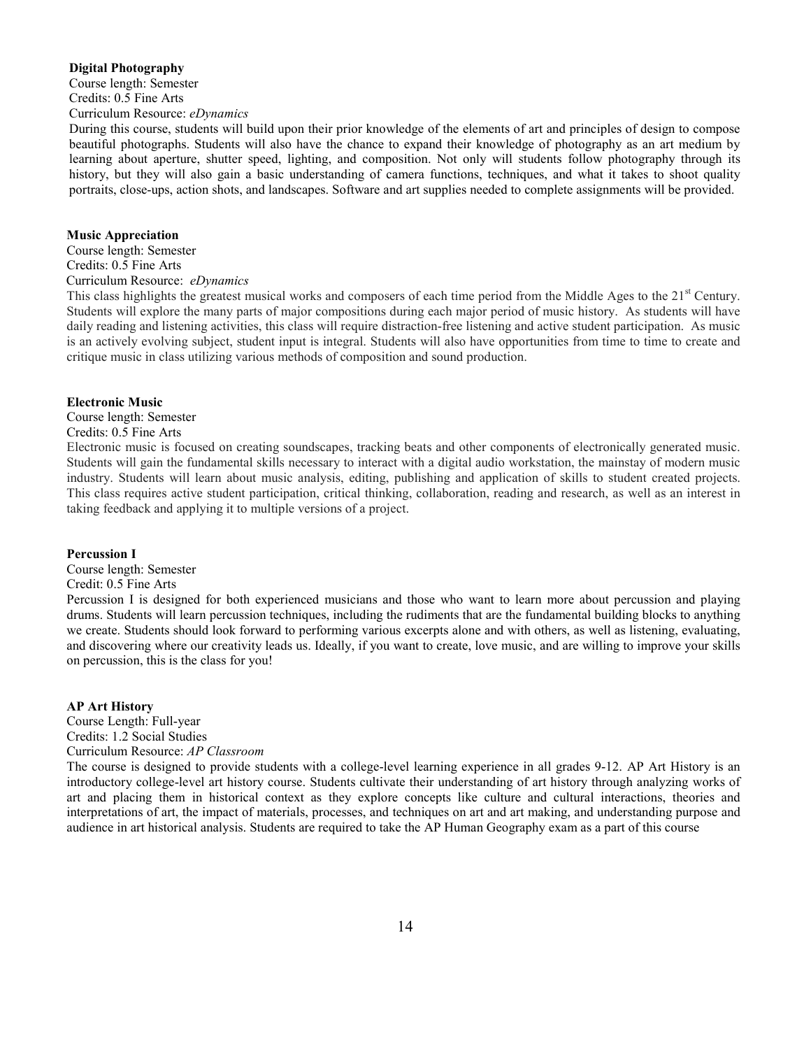**Digital Photography**

Course length: Semester
Credits: 0.5 Fine Arts
Curriculum Resource: *eDynamics*

During this course, students will build upon their prior knowledge of the elements of art and principles of design to compose beautiful photographs. Students will also have the chance to expand their knowledge of photography as an art medium by learning about aperture, shutter speed, lighting, and composition. Not only will students follow photography through its history, but they will also gain a basic understanding of camera functions, techniques, and what it takes to shoot quality portraits, close-ups, action shots, and landscapes. Software and art supplies needed to complete assignments will be provided.

**Music Appreciation**

Course length: Semester
Credits: 0.5 Fine Arts
Curriculum Resource: *eDynamics*

This class highlights the greatest musical works and composers of each time period from the Middle Ages to the 21st Century. Students will explore the many parts of major compositions during each major period of music history. As students will have daily reading and listening activities, this class will require distraction-free listening and active student participation. As music is an actively evolving subject, student input is integral. Students will also have opportunities from time to time to create and critique music in class utilizing various methods of composition and sound production.

**Electronic Music**

Course length: Semester
Credits: 0.5 Fine Arts

Electronic music is focused on creating soundscapes, tracking beats and other components of electronically generated music. Students will gain the fundamental skills necessary to interact with a digital audio workstation, the mainstay of modern music industry. Students will learn about music analysis, editing, publishing and application of skills to student created projects. This class requires active student participation, critical thinking, collaboration, reading and research, as well as an interest in taking feedback and applying it to multiple versions of a project.

**Percussion I**

Course length: Semester
Credit: 0.5 Fine Arts

Percussion I is designed for both experienced musicians and those who want to learn more about percussion and playing drums. Students will learn percussion techniques, including the rudiments that are the fundamental building blocks to anything we create. Students should look forward to performing various excerpts alone and with others, as well as listening, evaluating, and discovering where our creativity leads us. Ideally, if you want to create, love music, and are willing to improve your skills on percussion, this is the class for you!

**AP Art History**

Course Length: Full-year
Credits: 1.2 Social Studies
Curriculum Resource: *AP Classroom*

The course is designed to provide students with a college-level learning experience in all grades 9-12. AP Art History is an introductory college-level art history course. Students cultivate their understanding of art history through analyzing works of art and placing them in historical context as they explore concepts like culture and cultural interactions, theories and interpretations of art, the impact of materials, processes, and techniques on art and art making, and understanding purpose and audience in art historical analysis. Students are required to take the AP Human Geography exam as a part of this course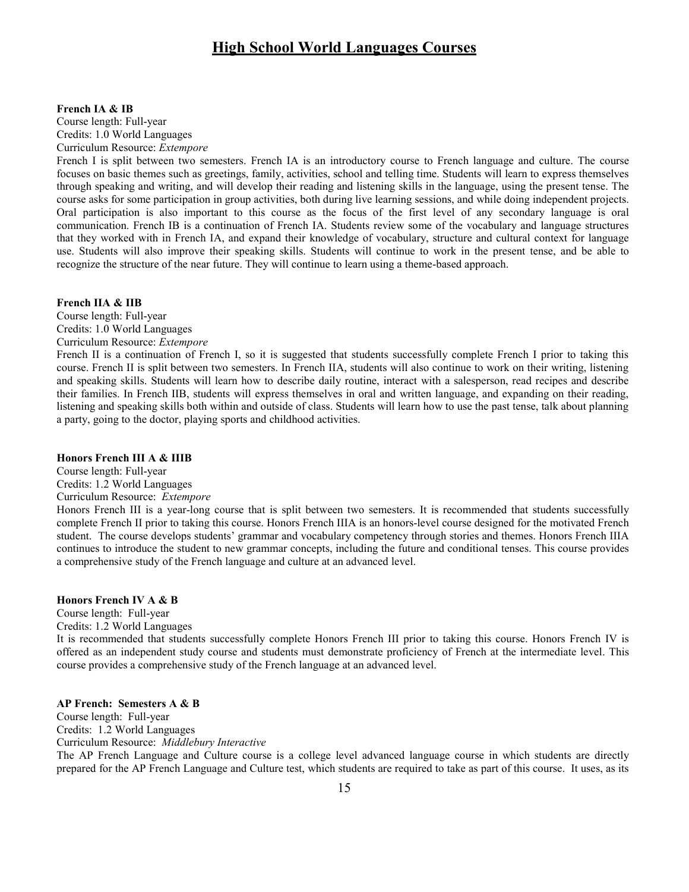# High School World Languages Courses

**French IA & IB**
Course length: Full-year
Credits: 1.0 World Languages
Curriculum Resource: *Extempore*
French I is split between two semesters. French IA is an introductory course to French language and culture. The course focuses on basic themes such as greetings, family, activities, school and telling time. Students will learn to express themselves through speaking and writing, and will develop their reading and listening skills in the language, using the present tense. The course asks for some participation in group activities, both during live learning sessions, and while doing independent projects. Oral participation is also important to this course as the focus of the first level of any secondary language is oral communication. French IB is a continuation of French IA. Students review some of the vocabulary and language structures that they worked with in French IA, and expand their knowledge of vocabulary, structure and cultural context for language use. Students will also improve their speaking skills. Students will continue to work in the present tense, and be able to recognize the structure of the near future. They will continue to learn using a theme-based approach.

**French IIA & IIB**
Course length: Full-year
Credits: 1.0 World Languages
Curriculum Resource: *Extempore*
French II is a continuation of French I, so it is suggested that students successfully complete French I prior to taking this course. French II is split between two semesters. In French IIA, students will also continue to work on their writing, listening and speaking skills. Students will learn how to describe daily routine, interact with a salesperson, read recipes and describe their families. In French IIB, students will express themselves in oral and written language, and expanding on their reading, listening and speaking skills both within and outside of class. Students will learn how to use the past tense, talk about planning a party, going to the doctor, playing sports and childhood activities.

**Honors French III A & IIIB**
Course length: Full-year
Credits: 1.2 World Languages
Curriculum Resource: *Extempore*
Honors French III is a year-long course that is split between two semesters. It is recommended that students successfully complete French II prior to taking this course. Honors French IIIA is an honors-level course designed for the motivated French student. The course develops students' grammar and vocabulary competency through stories and themes. Honors French IIIA continues to introduce the student to new grammar concepts, including the future and conditional tenses. This course provides a comprehensive study of the French language and culture at an advanced level.

**Honors French IV A & B**
Course length: Full-year
Credits: 1.2 World Languages
It is recommended that students successfully complete Honors French III prior to taking this course. Honors French IV is offered as an independent study course and students must demonstrate proficiency of French at the intermediate level. This course provides a comprehensive study of the French language at an advanced level.

**AP French: Semesters A & B**
Course length: Full-year
Credits: 1.2 World Languages
Curriculum Resource: *Middlebury Interactive*
The AP French Language and Culture course is a college level advanced language course in which students are directly prepared for the AP French Language and Culture test, which students are required to take as part of this course. It uses, as its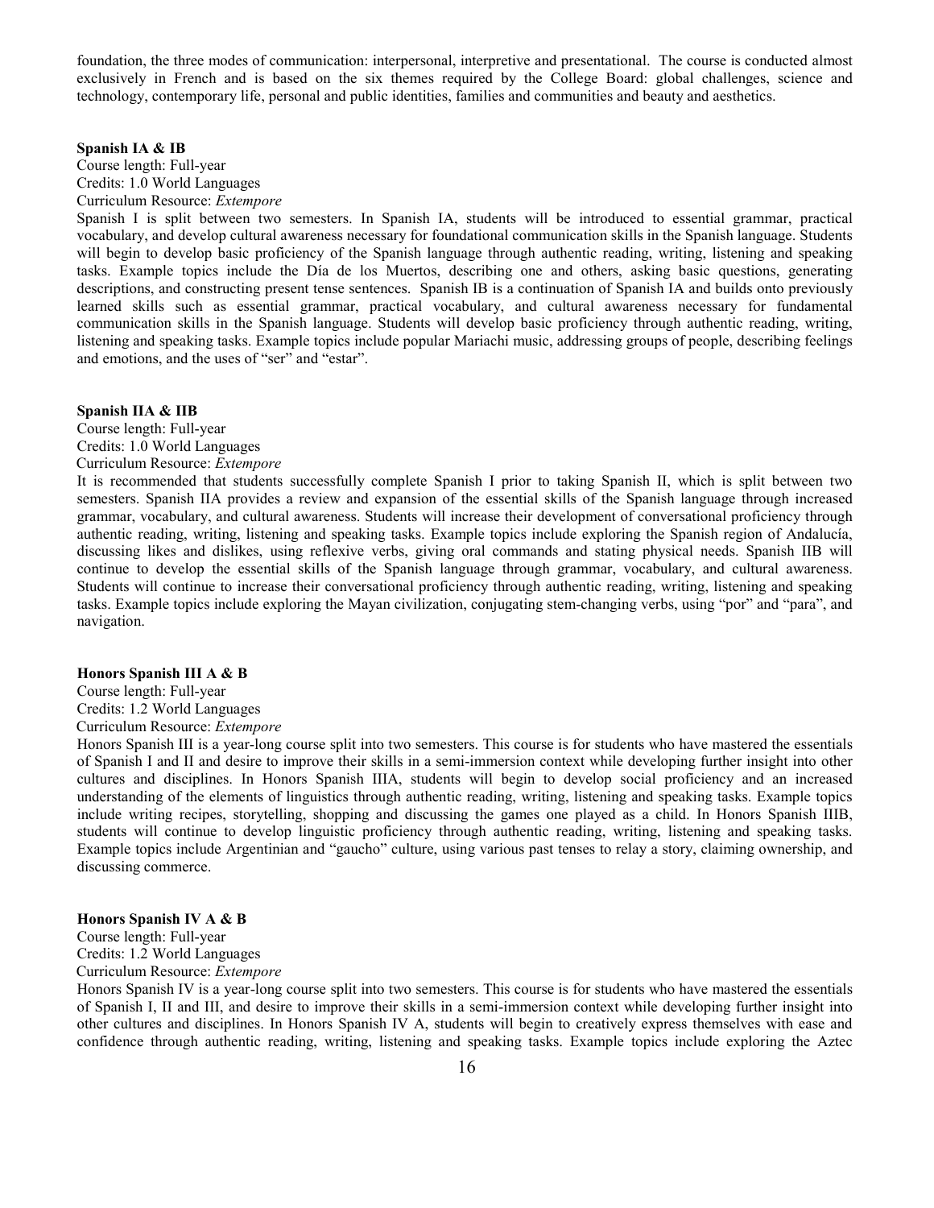foundation, the three modes of communication: interpersonal, interpretive and presentational. The course is conducted almost exclusively in French and is based on the six themes required by the College Board: global challenges, science and technology, contemporary life, personal and public identities, families and communities and beauty and aesthetics.

**Spanish IA & IB**

Course length: Full-year
Credits: 1.0 World Languages
Curriculum Resource: *Extempore*

Spanish I is split between two semesters. In Spanish IA, students will be introduced to essential grammar, practical vocabulary, and develop cultural awareness necessary for foundational communication skills in the Spanish language. Students will begin to develop basic proficiency of the Spanish language through authentic reading, writing, listening and speaking tasks. Example topics include the Día de los Muertos, describing one and others, asking basic questions, generating descriptions, and constructing present tense sentences. Spanish IB is a continuation of Spanish IA and builds onto previously learned skills such as essential grammar, practical vocabulary, and cultural awareness necessary for fundamental communication skills in the Spanish language. Students will develop basic proficiency through authentic reading, writing, listening and speaking tasks. Example topics include popular Mariachi music, addressing groups of people, describing feelings and emotions, and the uses of "ser" and "estar".

**Spanish IIA & IIB**

Course length: Full-year
Credits: 1.0 World Languages
Curriculum Resource: *Extempore*

It is recommended that students successfully complete Spanish I prior to taking Spanish II, which is split between two semesters. Spanish IIA provides a review and expansion of the essential skills of the Spanish language through increased grammar, vocabulary, and cultural awareness. Students will increase their development of conversational proficiency through authentic reading, writing, listening and speaking tasks. Example topics include exploring the Spanish region of Andalucía, discussing likes and dislikes, using reflexive verbs, giving oral commands and stating physical needs. Spanish IIB will continue to develop the essential skills of the Spanish language through grammar, vocabulary, and cultural awareness. Students will continue to increase their conversational proficiency through authentic reading, writing, listening and speaking tasks. Example topics include exploring the Mayan civilization, conjugating stem-changing verbs, using "por" and "para", and navigation.

**Honors Spanish III A & B**

Course length: Full-year
Credits: 1.2 World Languages
Curriculum Resource: *Extempore*

Honors Spanish III is a year-long course split into two semesters. This course is for students who have mastered the essentials of Spanish I and II and desire to improve their skills in a semi-immersion context while developing further insight into other cultures and disciplines. In Honors Spanish IIIA, students will begin to develop social proficiency and an increased understanding of the elements of linguistics through authentic reading, writing, listening and speaking tasks. Example topics include writing recipes, storytelling, shopping and discussing the games one played as a child. In Honors Spanish IIIB, students will continue to develop linguistic proficiency through authentic reading, writing, listening and speaking tasks. Example topics include Argentinian and "gaucho" culture, using various past tenses to relay a story, claiming ownership, and discussing commerce.

**Honors Spanish IV A & B**

Course length: Full-year
Credits: 1.2 World Languages
Curriculum Resource: *Extempore*

Honors Spanish IV is a year-long course split into two semesters. This course is for students who have mastered the essentials of Spanish I, II and III, and desire to improve their skills in a semi-immersion context while developing further insight into other cultures and disciplines. In Honors Spanish IV A, students will begin to creatively express themselves with ease and confidence through authentic reading, writing, listening and speaking tasks. Example topics include exploring the Aztec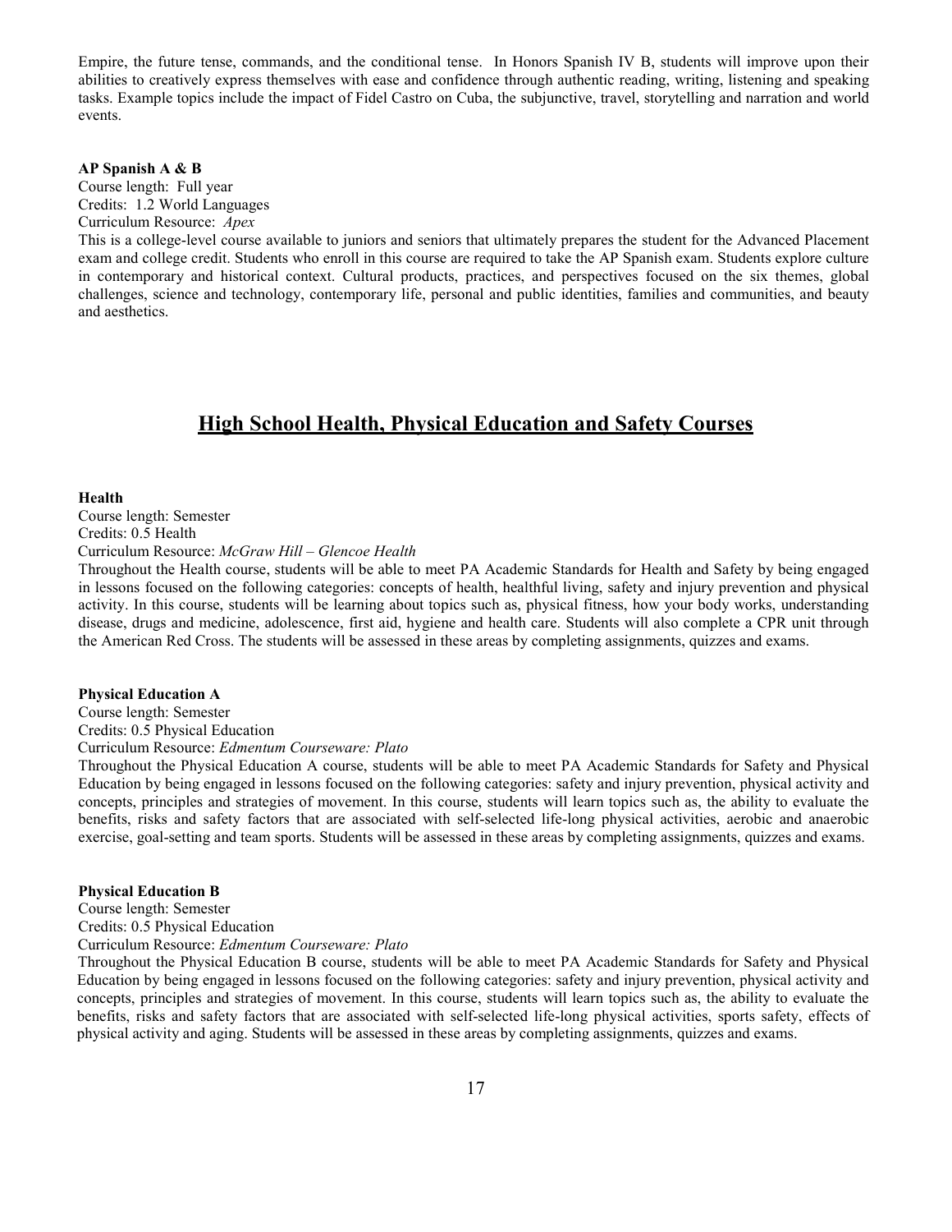Empire, the future tense, commands, and the conditional tense. In Honors Spanish IV B, students will improve upon their abilities to creatively express themselves with ease and confidence through authentic reading, writing, listening and speaking tasks. Example topics include the impact of Fidel Castro on Cuba, the subjunctive, travel, storytelling and narration and world events.

**AP Spanish A & B**
Course length: Full year
Credits: 1.2 World Languages
Curriculum Resource: *Apex*
This is a college-level course available to juniors and seniors that ultimately prepares the student for the Advanced Placement exam and college credit. Students who enroll in this course are required to take the AP Spanish exam. Students explore culture in contemporary and historical context. Cultural products, practices, and perspectives focused on the six themes, global challenges, science and technology, contemporary life, personal and public identities, families and communities, and beauty and aesthetics.

## High School Health, Physical Education and Safety Courses

**Health**
Course length: Semester
Credits: 0.5 Health
Curriculum Resource: *McGraw Hill – Glencoe Health*
Throughout the Health course, students will be able to meet PA Academic Standards for Health and Safety by being engaged in lessons focused on the following categories: concepts of health, healthful living, safety and injury prevention and physical activity. In this course, students will be learning about topics such as, physical fitness, how your body works, understanding disease, drugs and medicine, adolescence, first aid, hygiene and health care. Students will also complete a CPR unit through the American Red Cross. The students will be assessed in these areas by completing assignments, quizzes and exams.

**Physical Education A**
Course length: Semester
Credits: 0.5 Physical Education
Curriculum Resource: *Edmentum Courseware: Plato*
Throughout the Physical Education A course, students will be able to meet PA Academic Standards for Safety and Physical Education by being engaged in lessons focused on the following categories: safety and injury prevention, physical activity and concepts, principles and strategies of movement. In this course, students will learn topics such as, the ability to evaluate the benefits, risks and safety factors that are associated with self-selected life-long physical activities, aerobic and anaerobic exercise, goal-setting and team sports. Students will be assessed in these areas by completing assignments, quizzes and exams.

**Physical Education B**
Course length: Semester
Credits: 0.5 Physical Education
Curriculum Resource: *Edmentum Courseware: Plato*
Throughout the Physical Education B course, students will be able to meet PA Academic Standards for Safety and Physical Education by being engaged in lessons focused on the following categories: safety and injury prevention, physical activity and concepts, principles and strategies of movement. In this course, students will learn topics such as, the ability to evaluate the benefits, risks and safety factors that are associated with self-selected life-long physical activities, sports safety, effects of physical activity and aging. Students will be assessed in these areas by completing assignments, quizzes and exams.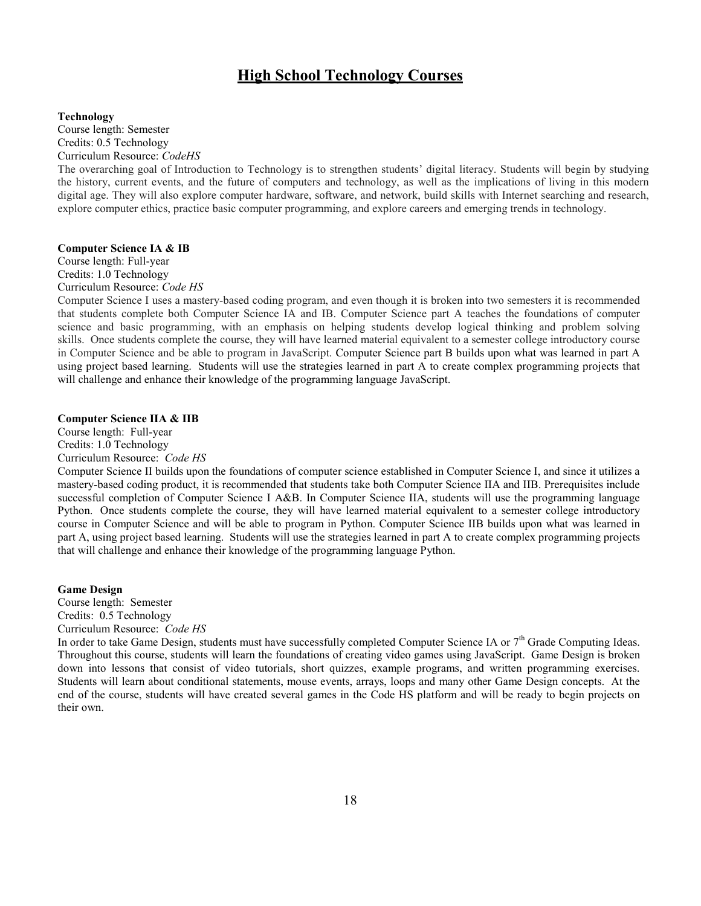# High School Technology Courses

**Technology**
Course length: Semester
Credits: 0.5 Technology
Curriculum Resource: *CodeHS*
The overarching goal of Introduction to Technology is to strengthen students' digital literacy. Students will begin by studying the history, current events, and the future of computers and technology, as well as the implications of living in this modern digital age. They will also explore computer hardware, software, and network, build skills with Internet searching and research, explore computer ethics, practice basic computer programming, and explore careers and emerging trends in technology.

**Computer Science IA & IB**
Course length: Full-year
Credits: 1.0 Technology
Curriculum Resource: *Code HS*
Computer Science I uses a mastery-based coding program, and even though it is broken into two semesters it is recommended that students complete both Computer Science IA and IB. Computer Science part A teaches the foundations of computer science and basic programming, with an emphasis on helping students develop logical thinking and problem solving skills. Once students complete the course, they will have learned material equivalent to a semester college introductory course in Computer Science and be able to program in JavaScript. Computer Science part B builds upon what was learned in part A using project based learning. Students will use the strategies learned in part A to create complex programming projects that will challenge and enhance their knowledge of the programming language JavaScript.

**Computer Science IIA & IIB**
Course length: Full-year
Credits: 1.0 Technology
Curriculum Resource: *Code HS*
Computer Science II builds upon the foundations of computer science established in Computer Science I, and since it utilizes a mastery-based coding product, it is recommended that students take both Computer Science IIA and IIB. Prerequisites include successful completion of Computer Science I A&B. In Computer Science IIA, students will use the programming language Python. Once students complete the course, they will have learned material equivalent to a semester college introductory course in Computer Science and will be able to program in Python. Computer Science IIB builds upon what was learned in part A, using project based learning. Students will use the strategies learned in part A to create complex programming projects that will challenge and enhance their knowledge of the programming language Python.

**Game Design**
Course length: Semester
Credits: 0.5 Technology
Curriculum Resource: *Code HS*
In order to take Game Design, students must have successfully completed Computer Science IA or 7th Grade Computing Ideas. Throughout this course, students will learn the foundations of creating video games using JavaScript. Game Design is broken down into lessons that consist of video tutorials, short quizzes, example programs, and written programming exercises. Students will learn about conditional statements, mouse events, arrays, loops and many other Game Design concepts. At the end of the course, students will have created several games in the Code HS platform and will be ready to begin projects on their own.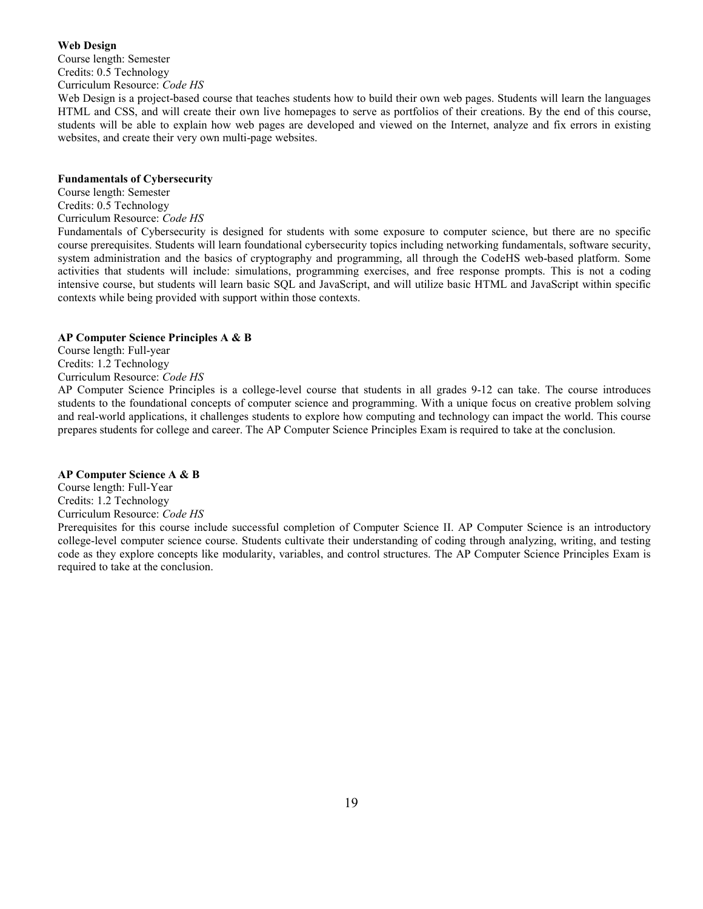**Web Design**
Course length: Semester
Credits: 0.5 Technology
Curriculum Resource: *Code HS*
Web Design is a project-based course that teaches students how to build their own web pages. Students will learn the languages HTML and CSS, and will create their own live homepages to serve as portfolios of their creations. By the end of this course, students will be able to explain how web pages are developed and viewed on the Internet, analyze and fix errors in existing websites, and create their very own multi-page websites.

**Fundamentals of Cybersecurity**
Course length: Semester
Credits: 0.5 Technology
Curriculum Resource: *Code HS*
Fundamentals of Cybersecurity is designed for students with some exposure to computer science, but there are no specific course prerequisites. Students will learn foundational cybersecurity topics including networking fundamentals, software security, system administration and the basics of cryptography and programming, all through the CodeHS web-based platform. Some activities that students will include: simulations, programming exercises, and free response prompts. This is not a coding intensive course, but students will learn basic SQL and JavaScript, and will utilize basic HTML and JavaScript within specific contexts while being provided with support within those contexts.

**AP Computer Science Principles A & B**
Course length: Full-year
Credits: 1.2 Technology
Curriculum Resource: *Code HS*
AP Computer Science Principles is a college-level course that students in all grades 9-12 can take. The course introduces students to the foundational concepts of computer science and programming. With a unique focus on creative problem solving and real-world applications, it challenges students to explore how computing and technology can impact the world. This course prepares students for college and career. The AP Computer Science Principles Exam is required to take at the conclusion.

**AP Computer Science A & B**
Course length: Full-Year
Credits: 1.2 Technology
Curriculum Resource: *Code HS*
Prerequisites for this course include successful completion of Computer Science II. AP Computer Science is an introductory college-level computer science course. Students cultivate their understanding of coding through analyzing, writing, and testing code as they explore concepts like modularity, variables, and control structures. The AP Computer Science Principles Exam is required to take at the conclusion.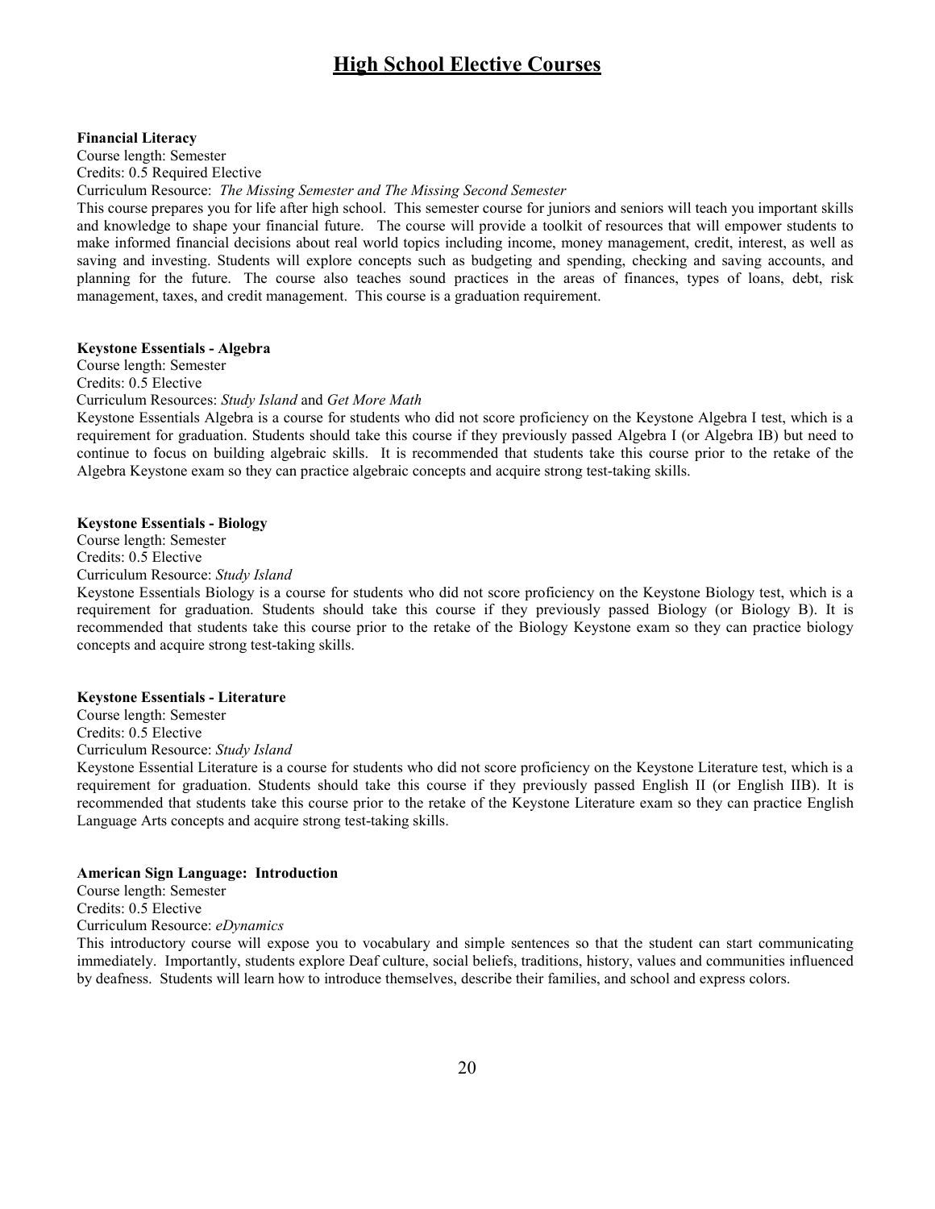# High School Elective Courses

**Financial Literacy**
Course length: Semester
Credits: 0.5 Required Elective
Curriculum Resource: *The Missing Semester and The Missing Second Semester*
This course prepares you for life after high school. This semester course for juniors and seniors will teach you important skills and knowledge to shape your financial future. The course will provide a toolkit of resources that will empower students to make informed financial decisions about real world topics including income, money management, credit, interest, as well as saving and investing. Students will explore concepts such as budgeting and spending, checking and saving accounts, and planning for the future. The course also teaches sound practices in the areas of finances, types of loans, debt, risk management, taxes, and credit management. This course is a graduation requirement.

**Keystone Essentials - Algebra**
Course length: Semester
Credits: 0.5 Elective
Curriculum Resources: *Study Island* and *Get More Math*
Keystone Essentials Algebra is a course for students who did not score proficiency on the Keystone Algebra I test, which is a requirement for graduation. Students should take this course if they previously passed Algebra I (or Algebra IB) but need to continue to focus on building algebraic skills. It is recommended that students take this course prior to the retake of the Algebra Keystone exam so they can practice algebraic concepts and acquire strong test-taking skills.

**Keystone Essentials - Biology**
Course length: Semester
Credits: 0.5 Elective
Curriculum Resource: *Study Island*
Keystone Essentials Biology is a course for students who did not score proficiency on the Keystone Biology test, which is a requirement for graduation. Students should take this course if they previously passed Biology (or Biology B). It is recommended that students take this course prior to the retake of the Biology Keystone exam so they can practice biology concepts and acquire strong test-taking skills.

**Keystone Essentials - Literature**
Course length: Semester
Credits: 0.5 Elective
Curriculum Resource: *Study Island*
Keystone Essential Literature is a course for students who did not score proficiency on the Keystone Literature test, which is a requirement for graduation. Students should take this course if they previously passed English II (or English IIB). It is recommended that students take this course prior to the retake of the Keystone Literature exam so they can practice English Language Arts concepts and acquire strong test-taking skills.

**American Sign Language: Introduction**
Course length: Semester
Credits: 0.5 Elective
Curriculum Resource: *eDynamics*
This introductory course will expose you to vocabulary and simple sentences so that the student can start communicating immediately. Importantly, students explore Deaf culture, social beliefs, traditions, history, values and communities influenced by deafness. Students will learn how to introduce themselves, describe their families, and school and express colors.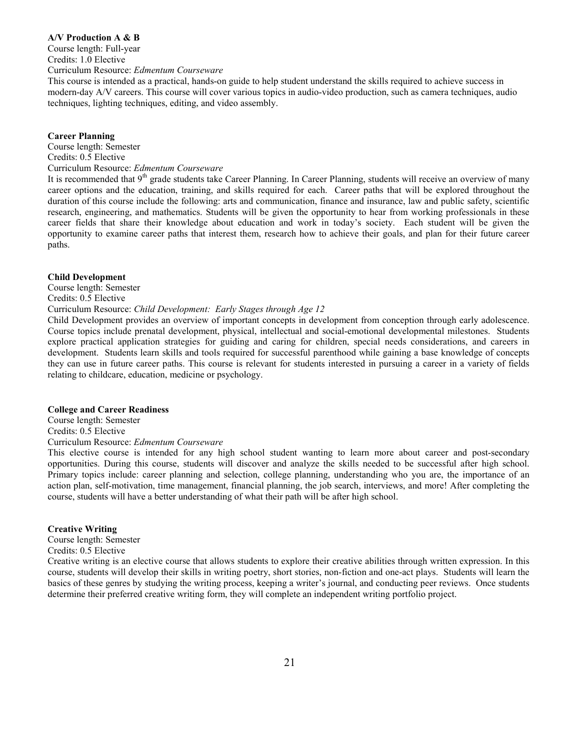**A/V Production A & B**

Course length: Full-year
Credits: 1.0 Elective
Curriculum Resource: *Edmentum Courseware*

This course is intended as a practical, hands-on guide to help student understand the skills required to achieve success in modern-day A/V careers. This course will cover various topics in audio-video production, such as camera techniques, audio techniques, lighting techniques, editing, and video assembly.

**Career Planning**

Course length: Semester
Credits: 0.5 Elective
Curriculum Resource: *Edmentum Courseware*

It is recommended that 9th grade students take Career Planning. In Career Planning, students will receive an overview of many career options and the education, training, and skills required for each. Career paths that will be explored throughout the duration of this course include the following: arts and communication, finance and insurance, law and public safety, scientific research, engineering, and mathematics. Students will be given the opportunity to hear from working professionals in these career fields that share their knowledge about education and work in today's society. Each student will be given the opportunity to examine career paths that interest them, research how to achieve their goals, and plan for their future career paths.

**Child Development**

Course length: Semester
Credits: 0.5 Elective
Curriculum Resource: *Child Development: Early Stages through Age 12*

Child Development provides an overview of important concepts in development from conception through early adolescence. Course topics include prenatal development, physical, intellectual and social-emotional developmental milestones. Students explore practical application strategies for guiding and caring for children, special needs considerations, and careers in development. Students learn skills and tools required for successful parenthood while gaining a base knowledge of concepts they can use in future career paths. This course is relevant for students interested in pursuing a career in a variety of fields relating to childcare, education, medicine or psychology.

**College and Career Readiness**

Course length: Semester
Credits: 0.5 Elective
Curriculum Resource: *Edmentum Courseware*

This elective course is intended for any high school student wanting to learn more about career and post-secondary opportunities. During this course, students will discover and analyze the skills needed to be successful after high school. Primary topics include: career planning and selection, college planning, understanding who you are, the importance of an action plan, self-motivation, time management, financial planning, the job search, interviews, and more! After completing the course, students will have a better understanding of what their path will be after high school.

**Creative Writing**

Course length: Semester
Credits: 0.5 Elective

Creative writing is an elective course that allows students to explore their creative abilities through written expression. In this course, students will develop their skills in writing poetry, short stories, non-fiction and one-act plays. Students will learn the basics of these genres by studying the writing process, keeping a writer's journal, and conducting peer reviews. Once students determine their preferred creative writing form, they will complete an independent writing portfolio project.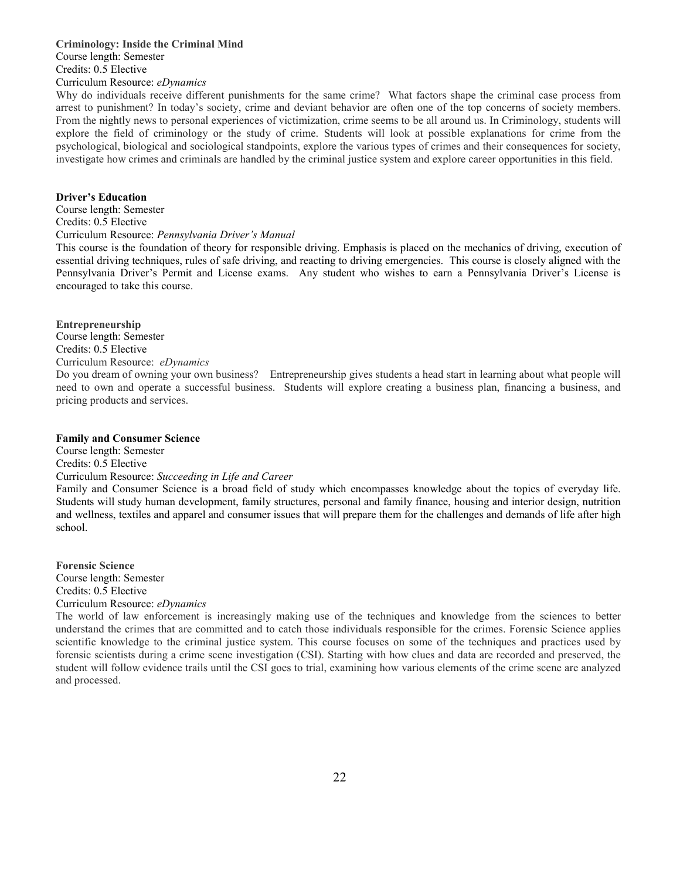**Criminology: Inside the Criminal Mind**
Course length: Semester
Credits: 0.5 Elective
Curriculum Resource: *eDynamics*

Why do individuals receive different punishments for the same crime? What factors shape the criminal case process from arrest to punishment? In today's society, crime and deviant behavior are often one of the top concerns of society members. From the nightly news to personal experiences of victimization, crime seems to be all around us. In Criminology, students will explore the field of criminology or the study of crime. Students will look at possible explanations for crime from the psychological, biological and sociological standpoints, explore the various types of crimes and their consequences for society, investigate how crimes and criminals are handled by the criminal justice system and explore career opportunities in this field.

**Driver's Education**
Course length: Semester
Credits: 0.5 Elective
Curriculum Resource: *Pennsylvania Driver's Manual*

This course is the foundation of theory for responsible driving. Emphasis is placed on the mechanics of driving, execution of essential driving techniques, rules of safe driving, and reacting to driving emergencies. This course is closely aligned with the Pennsylvania Driver's Permit and License exams. Any student who wishes to earn a Pennsylvania Driver's License is encouraged to take this course.

**Entrepreneurship**
Course length: Semester
Credits: 0.5 Elective
Curriculum Resource: *eDynamics*

Do you dream of owning your own business? Entrepreneurship gives students a head start in learning about what people will need to own and operate a successful business. Students will explore creating a business plan, financing a business, and pricing products and services.

**Family and Consumer Science**
Course length: Semester
Credits: 0.5 Elective
Curriculum Resource: *Succeeding in Life and Career*

Family and Consumer Science is a broad field of study which encompasses knowledge about the topics of everyday life. Students will study human development, family structures, personal and family finance, housing and interior design, nutrition and wellness, textiles and apparel and consumer issues that will prepare them for the challenges and demands of life after high school.

**Forensic Science**
Course length: Semester
Credits: 0.5 Elective
Curriculum Resource: *eDynamics*

The world of law enforcement is increasingly making use of the techniques and knowledge from the sciences to better understand the crimes that are committed and to catch those individuals responsible for the crimes. Forensic Science applies scientific knowledge to the criminal justice system. This course focuses on some of the techniques and practices used by forensic scientists during a crime scene investigation (CSI). Starting with how clues and data are recorded and preserved, the student will follow evidence trails until the CSI goes to trial, examining how various elements of the crime scene are analyzed and processed.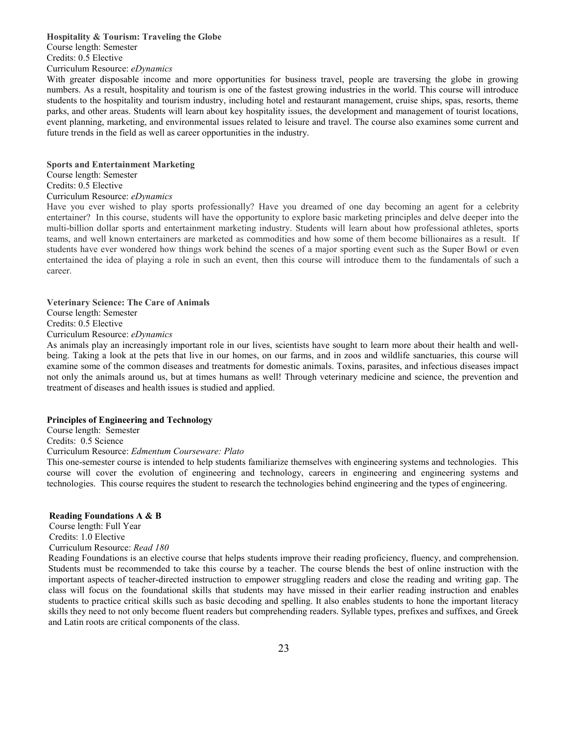**Hospitality & Tourism: Traveling the Globe**

Course length: Semester
Credits: 0.5 Elective
Curriculum Resource: *eDynamics*

With greater disposable income and more opportunities for business travel, people are traversing the globe in growing numbers. As a result, hospitality and tourism is one of the fastest growing industries in the world. This course will introduce students to the hospitality and tourism industry, including hotel and restaurant management, cruise ships, spas, resorts, theme parks, and other areas. Students will learn about key hospitality issues, the development and management of tourist locations, event planning, marketing, and environmental issues related to leisure and travel. The course also examines some current and future trends in the field as well as career opportunities in the industry.

**Sports and Entertainment Marketing**

Course length: Semester
Credits: 0.5 Elective
Curriculum Resource: *eDynamics*

Have you ever wished to play sports professionally? Have you dreamed of one day becoming an agent for a celebrity entertainer? In this course, students will have the opportunity to explore basic marketing principles and delve deeper into the multi-billion dollar sports and entertainment marketing industry. Students will learn about how professional athletes, sports teams, and well known entertainers are marketed as commodities and how some of them become billionaires as a result. If students have ever wondered how things work behind the scenes of a major sporting event such as the Super Bowl or even entertained the idea of playing a role in such an event, then this course will introduce them to the fundamentals of such a career.

**Veterinary Science: The Care of Animals**

Course length: Semester
Credits: 0.5 Elective
Curriculum Resource: *eDynamics*

As animals play an increasingly important role in our lives, scientists have sought to learn more about their health and well-being. Taking a look at the pets that live in our homes, on our farms, and in zoos and wildlife sanctuaries, this course will examine some of the common diseases and treatments for domestic animals. Toxins, parasites, and infectious diseases impact not only the animals around us, but at times humans as well! Through veterinary medicine and science, the prevention and treatment of diseases and health issues is studied and applied.

**Principles of Engineering and Technology**

Course length: Semester
Credits: 0.5 Science
Curriculum Resource: *Edmentum Courseware: Plato*

This one-semester course is intended to help students familiarize themselves with engineering systems and technologies. This course will cover the evolution of engineering and technology, careers in engineering and engineering systems and technologies. This course requires the student to research the technologies behind engineering and the types of engineering.

**Reading Foundations A & B**

Course length: Full Year
Credits: 1.0 Elective
Curriculum Resource: *Read 180*

Reading Foundations is an elective course that helps students improve their reading proficiency, fluency, and comprehension. Students must be recommended to take this course by a teacher. The course blends the best of online instruction with the important aspects of teacher-directed instruction to empower struggling readers and close the reading and writing gap. The class will focus on the foundational skills that students may have missed in their earlier reading instruction and enables students to practice critical skills such as basic decoding and spelling. It also enables students to hone the important literacy skills they need to not only become fluent readers but comprehending readers. Syllable types, prefixes and suffixes, and Greek and Latin roots are critical components of the class.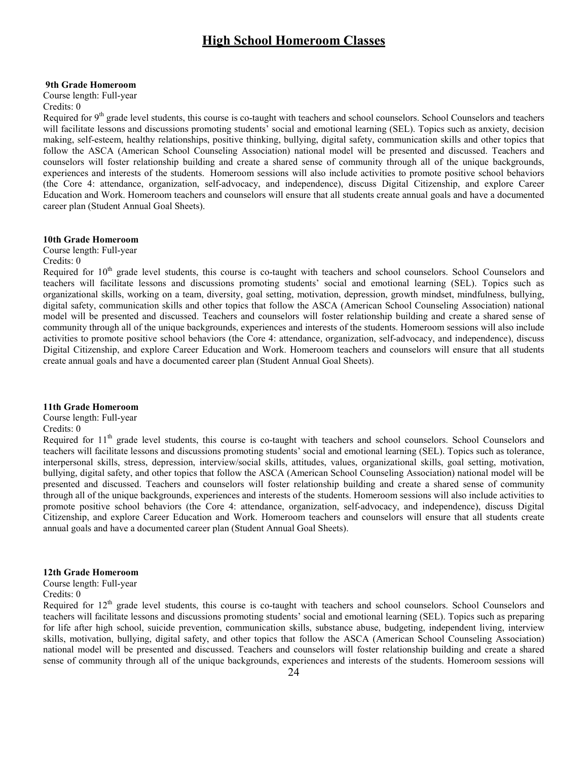# High School Homeroom Classes

**9th Grade Homeroom**
Course length: Full-year
Credits: 0
Required for 9th grade level students, this course is co-taught with teachers and school counselors. School Counselors and teachers will facilitate lessons and discussions promoting students' social and emotional learning (SEL). Topics such as anxiety, decision making, self-esteem, healthy relationships, positive thinking, bullying, digital safety, communication skills and other topics that follow the ASCA (American School Counseling Association) national model will be presented and discussed. Teachers and counselors will foster relationship building and create a shared sense of community through all of the unique backgrounds, experiences and interests of the students. Homeroom sessions will also include activities to promote positive school behaviors (the Core 4: attendance, organization, self-advocacy, and independence), discuss Digital Citizenship, and explore Career Education and Work. Homeroom teachers and counselors will ensure that all students create annual goals and have a documented career plan (Student Annual Goal Sheets).

**10th Grade Homeroom**
Course length: Full-year
Credits: 0
Required for 10th grade level students, this course is co-taught with teachers and school counselors. School Counselors and teachers will facilitate lessons and discussions promoting students' social and emotional learning (SEL). Topics such as organizational skills, working on a team, diversity, goal setting, motivation, depression, growth mindset, mindfulness, bullying, digital safety, communication skills and other topics that follow the ASCA (American School Counseling Association) national model will be presented and discussed. Teachers and counselors will foster relationship building and create a shared sense of community through all of the unique backgrounds, experiences and interests of the students. Homeroom sessions will also include activities to promote positive school behaviors (the Core 4: attendance, organization, self-advocacy, and independence), discuss Digital Citizenship, and explore Career Education and Work. Homeroom teachers and counselors will ensure that all students create annual goals and have a documented career plan (Student Annual Goal Sheets).

**11th Grade Homeroom**
Course length: Full-year
Credits: 0
Required for 11th grade level students, this course is co-taught with teachers and school counselors. School Counselors and teachers will facilitate lessons and discussions promoting students' social and emotional learning (SEL). Topics such as tolerance, interpersonal skills, stress, depression, interview/social skills, attitudes, values, organizational skills, goal setting, motivation, bullying, digital safety, and other topics that follow the ASCA (American School Counseling Association) national model will be presented and discussed. Teachers and counselors will foster relationship building and create a shared sense of community through all of the unique backgrounds, experiences and interests of the students. Homeroom sessions will also include activities to promote positive school behaviors (the Core 4: attendance, organization, self-advocacy, and independence), discuss Digital Citizenship, and explore Career Education and Work. Homeroom teachers and counselors will ensure that all students create annual goals and have a documented career plan (Student Annual Goal Sheets).

**12th Grade Homeroom**
Course length: Full-year
Credits: 0
Required for 12th grade level students, this course is co-taught with teachers and school counselors. School Counselors and teachers will facilitate lessons and discussions promoting students' social and emotional learning (SEL). Topics such as preparing for life after high school, suicide prevention, communication skills, substance abuse, budgeting, independent living, interview skills, motivation, bullying, digital safety, and other topics that follow the ASCA (American School Counseling Association) national model will be presented and discussed. Teachers and counselors will foster relationship building and create a shared sense of community through all of the unique backgrounds, experiences and interests of the students. Homeroom sessions will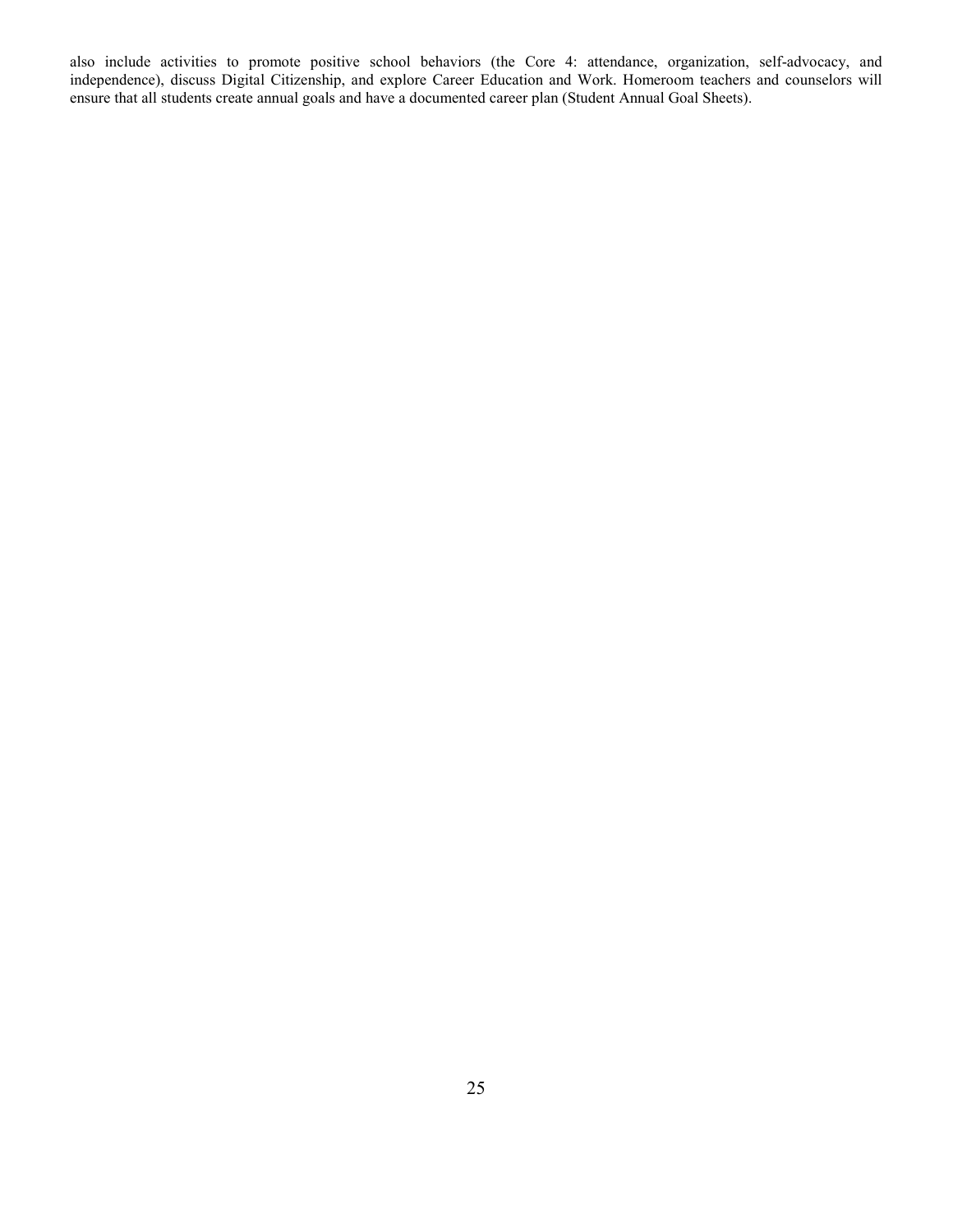also include activities to promote positive school behaviors (the Core 4: attendance, organization, self-advocacy, and independence), discuss Digital Citizenship, and explore Career Education and Work. Homeroom teachers and counselors will ensure that all students create annual goals and have a documented career plan (Student Annual Goal Sheets).